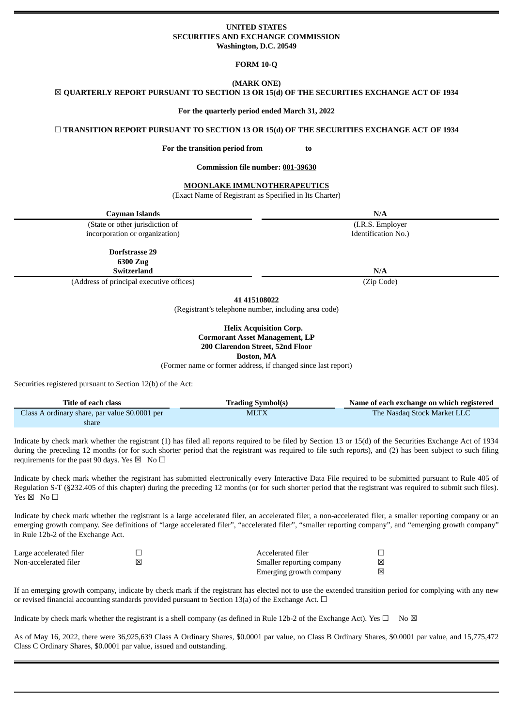**UNITED STATES**
**SECURITIES AND EXCHANGE COMMISSION**
**Washington, D.C. 20549**

**FORM 10-Q**

**(MARK ONE)**

☒ **QUARTERLY REPORT PURSUANT TO SECTION 13 OR 15(d) OF THE SECURITIES EXCHANGE ACT OF 1934**

**For the quarterly period ended March 31, 2022**

☐ **TRANSITION REPORT PURSUANT TO SECTION 13 OR 15(d) OF THE SECURITIES EXCHANGE ACT OF 1934**

**For the transition period from to**

**Commission file number: 001-39630**

**MOONLAKE IMMUNOTHERAPEUTICS**
(Exact Name of Registrant as Specified in Its Charter)

| **Cayman Islands** | **N/A** |
|---|---|
| (State or other jurisdiction of incorporation or organization) | (I.R.S. Employer Identification No.) |
| **Dorfstrasse 29**<br>**6300 Zug**<br>**Switzerland** | **N/A** |
| (Address of principal executive offices) | (Zip Code) |

**41 415108022**
(Registrant's telephone number, including area code)

**Helix Acquisition Corp.**
**Cormorant Asset Management, LP**
**200 Clarendon Street, 52nd Floor**
**Boston, MA**
(Former name or former address, if changed since last report)

Securities registered pursuant to Section 12(b) of the Act:

| Title of each class | Trading Symbol(s) | Name of each exchange on which registered |
|---|---|---|
| Class A ordinary share, par value $0.0001 per share | MLTX | The Nasdaq Stock Market LLC |

Indicate by check mark whether the registrant (1) has filed all reports required to be filed by Section 13 or 15(d) of the Securities Exchange Act of 1934 during the preceding 12 months (or for such shorter period that the registrant was required to file such reports), and (2) has been subject to such filing requirements for the past 90 days. Yes ☒ No ☐

Indicate by check mark whether the registrant has submitted electronically every Interactive Data File required to be submitted pursuant to Rule 405 of Regulation S-T (§232.405 of this chapter) during the preceding 12 months (or for such shorter period that the registrant was required to submit such files). Yes ☒ No ☐

Indicate by check mark whether the registrant is a large accelerated filer, an accelerated filer, a non-accelerated filer, a smaller reporting company or an emerging growth company. See definitions of "large accelerated filer", "accelerated filer", "smaller reporting company", and "emerging growth company" in Rule 12b-2 of the Exchange Act.

| | | | |
|---|---|---|---|
| Large accelerated filer | ☐ | Accelerated filer | ☐ |
| Non-accelerated filer | ☒ | Smaller reporting company | ☒ |
| | | Emerging growth company | ☒ |

If an emerging growth company, indicate by check mark if the registrant has elected not to use the extended transition period for complying with any new or revised financial accounting standards provided pursuant to Section 13(a) of the Exchange Act. ☐

Indicate by check mark whether the registrant is a shell company (as defined in Rule 12b-2 of the Exchange Act). Yes ☐ No ☒

As of May 16, 2022, there were 36,925,639 Class A Ordinary Shares, $0.0001 par value, no Class B Ordinary Shares, $0.0001 par value, and 15,775,472 Class C Ordinary Shares, $0.0001 par value, issued and outstanding.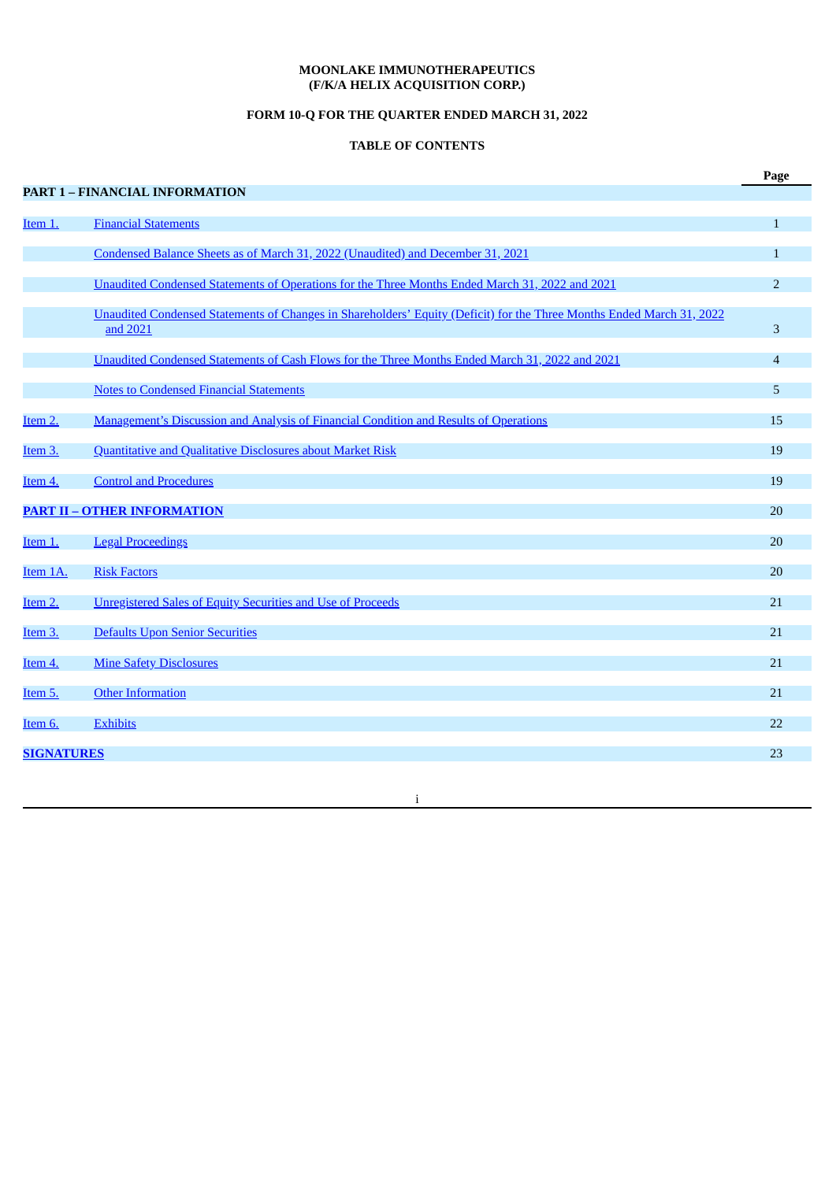**MOONLAKE IMMUNOTHERAPEUTICS**
**(F/K/A HELIX ACQUISITION CORP.)**

**FORM 10-Q FOR THE QUARTER ENDED MARCH 31, 2022**

**TABLE OF CONTENTS**

| | | Page |
|---|---|---|
| **PART 1 – FINANCIAL INFORMATION** | | |
| Item 1. | Financial Statements | 1 |
| | Condensed Balance Sheets as of March 31, 2022 (Unaudited) and December 31, 2021 | 1 |
| | Unaudited Condensed Statements of Operations for the Three Months Ended March 31, 2022 and 2021 | 2 |
| | Unaudited Condensed Statements of Changes in Shareholders' Equity (Deficit) for the Three Months Ended March 31, 2022 and 2021 | 3 |
| | Unaudited Condensed Statements of Cash Flows for the Three Months Ended March 31, 2022 and 2021 | 4 |
| | Notes to Condensed Financial Statements | 5 |
| Item 2. | Management's Discussion and Analysis of Financial Condition and Results of Operations | 15 |
| Item 3. | Quantitative and Qualitative Disclosures about Market Risk | 19 |
| Item 4. | Control and Procedures | 19 |
| **PART II – OTHER INFORMATION** | | 20 |
| Item 1. | Legal Proceedings | 20 |
| Item 1A. | Risk Factors | 20 |
| Item 2. | Unregistered Sales of Equity Securities and Use of Proceeds | 21 |
| Item 3. | Defaults Upon Senior Securities | 21 |
| Item 4. | Mine Safety Disclosures | 21 |
| Item 5. | Other Information | 21 |
| Item 6. | Exhibits | 22 |
| **SIGNATURES** | | 23 |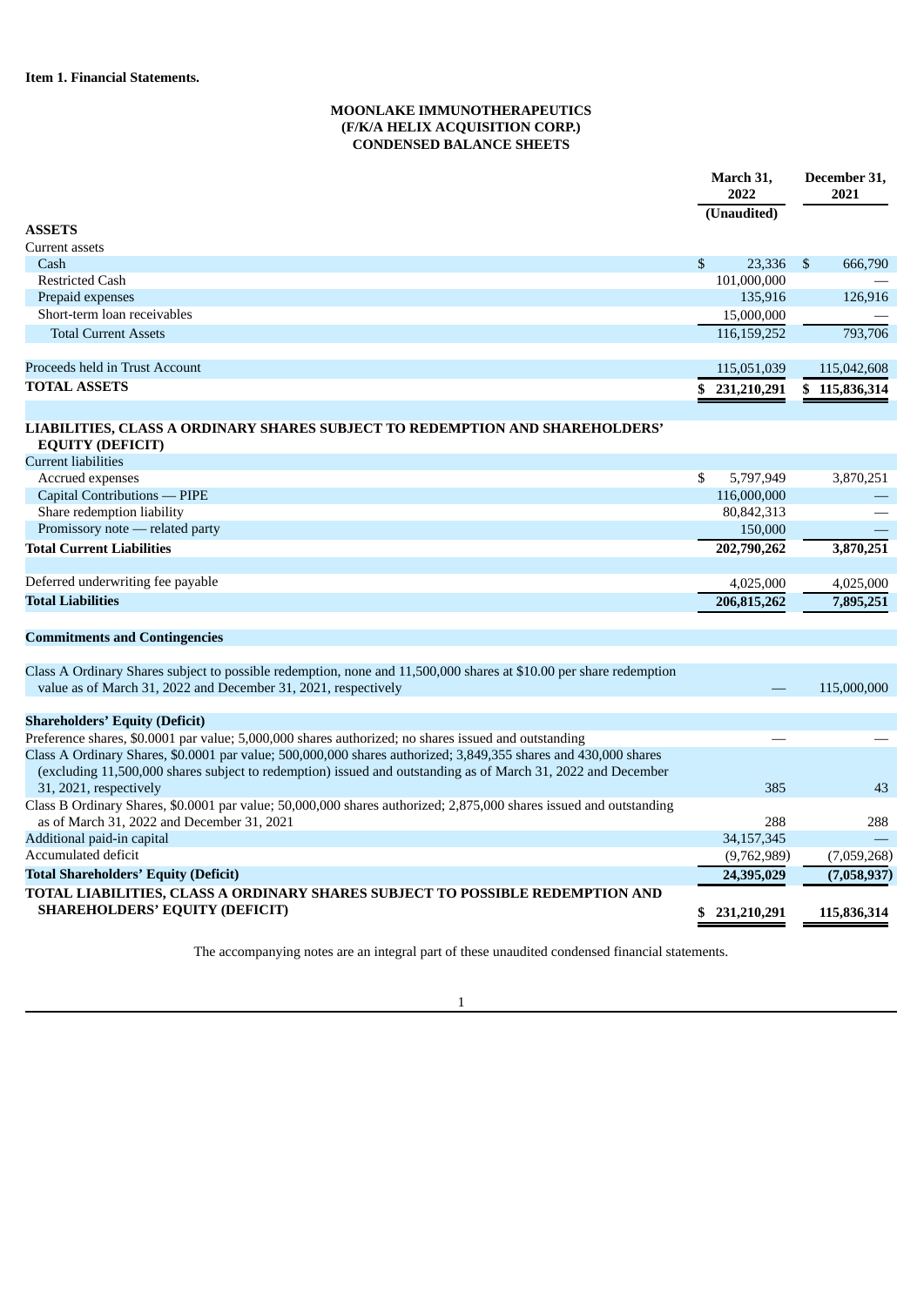**Item 1. Financial Statements.**

**MOONLAKE IMMUNOTHERAPEUTICS**
**(F/K/A HELIX ACQUISITION CORP.)**
**CONDENSED BALANCE SHEETS**

| | March 31, 2022 (Unaudited) | December 31, 2021 |
|---|---|---|
| **ASSETS** | | |
| Current assets | | |
| Cash | $ 23,336 | $ 666,790 |
| Restricted Cash | 101,000,000 | — |
| Prepaid expenses | 135,916 | 126,916 |
| Short-term loan receivables | 15,000,000 | — |
| Total Current Assets | 116,159,252 | 793,706 |
| | | |
| Proceeds held in Trust Account | 115,051,039 | 115,042,608 |
| **TOTAL ASSETS** | **$ 231,210,291** | **$ 115,836,314** |
| | | |
| **LIABILITIES, CLASS A ORDINARY SHARES SUBJECT TO REDEMPTION AND SHAREHOLDERS' EQUITY (DEFICIT)** | | |
| Current liabilities | | |
| Accrued expenses | $ 5,797,949 | 3,870,251 |
| Capital Contributions — PIPE | 116,000,000 | — |
| Share redemption liability | 80,842,313 | — |
| Promissory note — related party | 150,000 | — |
| **Total Current Liabilities** | **202,790,262** | **3,870,251** |
| | | |
| Deferred underwriting fee payable | 4,025,000 | 4,025,000 |
| **Total Liabilities** | **206,815,262** | **7,895,251** |
| | | |
| **Commitments and Contingencies** | | |
| | | |
| Class A Ordinary Shares subject to possible redemption, none and 11,500,000 shares at $10.00 per share redemption value as of March 31, 2022 and December 31, 2021, respectively | — | 115,000,000 |
| | | |
| **Shareholders' Equity (Deficit)** | | |
| Preference shares, $0.0001 par value; 5,000,000 shares authorized; no shares issued and outstanding | — | — |
| Class A Ordinary Shares, $0.0001 par value; 500,000,000 shares authorized; 3,849,355 shares and 430,000 shares (excluding 11,500,000 shares subject to redemption) issued and outstanding as of March 31, 2022 and December 31, 2021, respectively | 385 | 43 |
| Class B Ordinary Shares, $0.0001 par value; 50,000,000 shares authorized; 2,875,000 shares issued and outstanding as of March 31, 2022 and December 31, 2021 | 288 | 288 |
| Additional paid-in capital | 34,157,345 | — |
| Accumulated deficit | (9,762,989) | (7,059,268) |
| **Total Shareholders' Equity (Deficit)** | **24,395,029** | **(7,058,937)** |
| **TOTAL LIABILITIES, CLASS A ORDINARY SHARES SUBJECT TO POSSIBLE REDEMPTION AND SHAREHOLDERS' EQUITY (DEFICIT)** | **$ 231,210,291** | **115,836,314** |

The accompanying notes are an integral part of these unaudited condensed financial statements.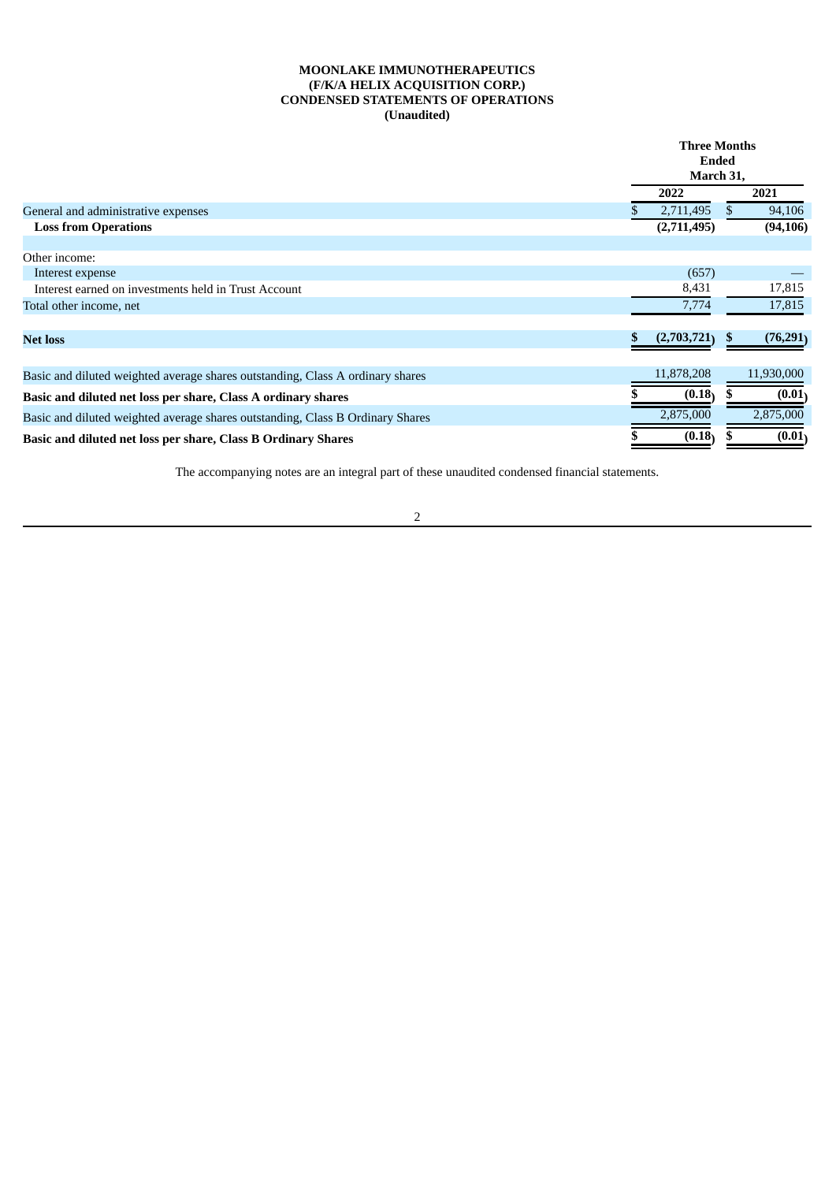**MOONLAKE IMMUNOTHERAPEUTICS**
**(F/K/A HELIX ACQUISITION CORP.)**
**CONDENSED STATEMENTS OF OPERATIONS**
**(Unaudited)**

| | Three Months Ended March 31, | |
|---|---|---|
| | **2022** | **2021** |
| General and administrative expenses | $ 2,711,495 | $ 94,106 |
| **Loss from Operations** | **(2,711,495)** | **(94,106)** |
| | | |
| Other income: | | |
| Interest expense | (657) | — |
| Interest earned on investments held in Trust Account | 8,431 | 17,815 |
| Total other income, net | 7,774 | 17,815 |
| | | |
| **Net loss** | **$ (2,703,721)** | **$ (76,291)** |
| | | |
| Basic and diluted weighted average shares outstanding, Class A ordinary shares | 11,878,208 | 11,930,000 |
| **Basic and diluted net loss per share, Class A ordinary shares** | **$ (0.18)** | **$ (0.01)** |
| Basic and diluted weighted average shares outstanding, Class B Ordinary Shares | 2,875,000 | 2,875,000 |
| **Basic and diluted net loss per share, Class B Ordinary Shares** | **$ (0.18)** | **$ (0.01)** |

The accompanying notes are an integral part of these unaudited condensed financial statements.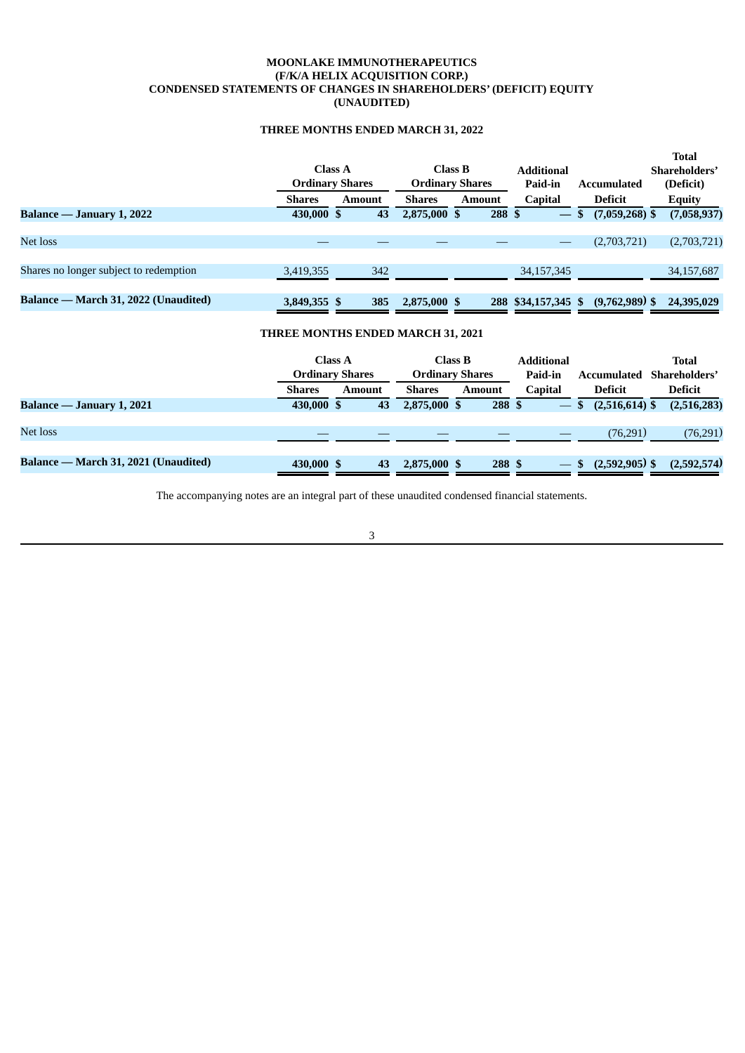**MOONLAKE IMMUNOTHERAPEUTICS**
**(F/K/A HELIX ACQUISITION CORP.)**
**CONDENSED STATEMENTS OF CHANGES IN SHAREHOLDERS' (DEFICIT) EQUITY**
**(UNAUDITED)**

**THREE MONTHS ENDED MARCH 31, 2022**

| | Class A Ordinary Shares | | Class B Ordinary Shares | | Additional Paid-in | Accumulated | Total Shareholders' (Deficit) |
|---|---|---|---|---|---|---|---|
| | Shares | Amount | Shares | Amount | Capital | Deficit | Equity |
| **Balance — January 1, 2022** | **430,000** | **$ 43** | **2,875,000** | **$ 288** | **$ —** | **$ (7,059,268)** | **$ (7,058,937)** |
| Net loss | — | — | — | — | — | (2,703,721) | (2,703,721) |
| Shares no longer subject to redemption | 3,419,355 | 342 | | | 34,157,345 | | 34,157,687 |
| **Balance — March 31, 2022 (Unaudited)** | **3,849,355** | **$ 385** | **2,875,000** | **$ 288** | **$34,157,345** | **$ (9,762,989)** | **$ 24,395,029** |

**THREE MONTHS ENDED MARCH 31, 2021**

| | Class A Ordinary Shares | | Class B Ordinary Shares | | Additional Paid-in | Accumulated | Total Shareholders' |
|---|---|---|---|---|---|---|---|
| | Shares | Amount | Shares | Amount | Capital | Deficit | Deficit |
| **Balance — January 1, 2021** | **430,000** | **$ 43** | **2,875,000** | **$ 288** | **$ —** | **$ (2,516,614)** | **$ (2,516,283)** |
| Net loss | — | — | — | — | — | (76,291) | (76,291) |
| **Balance — March 31, 2021 (Unaudited)** | **430,000** | **$ 43** | **2,875,000** | **$ 288** | **$ —** | **$ (2,592,905)** | **$ (2,592,574)** |

The accompanying notes are an integral part of these unaudited condensed financial statements.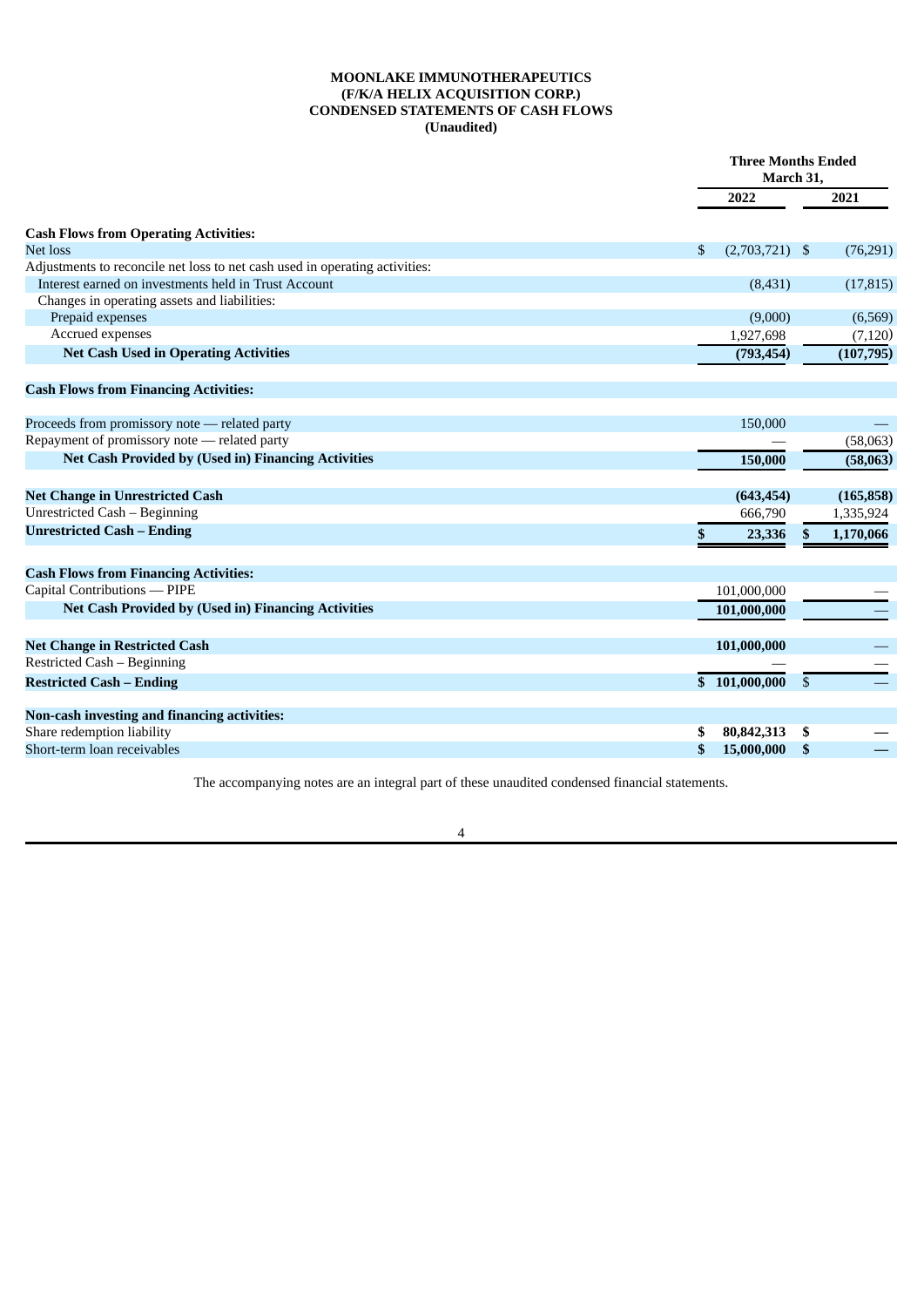**MOONLAKE IMMUNOTHERAPEUTICS**
**(F/K/A HELIX ACQUISITION CORP.)**
**CONDENSED STATEMENTS OF CASH FLOWS**
**(Unaudited)**

| | Three Months Ended March 31, | |
|---|---|---|
| | 2022 | 2021 |
| **Cash Flows from Operating Activities:** | | |
| Net loss | $ (2,703,721) | $ (76,291) |
| Adjustments to reconcile net loss to net cash used in operating activities: | | |
| Interest earned on investments held in Trust Account | (8,431) | (17,815) |
| Changes in operating assets and liabilities: | | |
| Prepaid expenses | (9,000) | (6,569) |
| Accrued expenses | 1,927,698 | (7,120) |
| **Net Cash Used in Operating Activities** | **(793,454)** | **(107,795)** |
| **Cash Flows from Financing Activities:** | | |
| Proceeds from promissory note — related party | 150,000 | — |
| Repayment of promissory note — related party | — | (58,063) |
| **Net Cash Provided by (Used in) Financing Activities** | **150,000** | **(58,063)** |
| **Net Change in Unrestricted Cash** | **(643,454)** | **(165,858)** |
| Unrestricted Cash – Beginning | 666,790 | 1,335,924 |
| **Unrestricted Cash – Ending** | **$ 23,336** | **$ 1,170,066** |
| **Cash Flows from Financing Activities:** | | |
| Capital Contributions — PIPE | 101,000,000 | — |
| **Net Cash Provided by (Used in) Financing Activities** | **101,000,000** | — |
| **Net Change in Restricted Cash** | **101,000,000** | — |
| Restricted Cash – Beginning | — | — |
| **Restricted Cash – Ending** | **$ 101,000,000** | $ — |
| **Non-cash investing and financing activities:** | | |
| Share redemption liability | **$ 80,842,313** | **$ —** |
| Short-term loan receivables | **$ 15,000,000** | **$ —** |

The accompanying notes are an integral part of these unaudited condensed financial statements.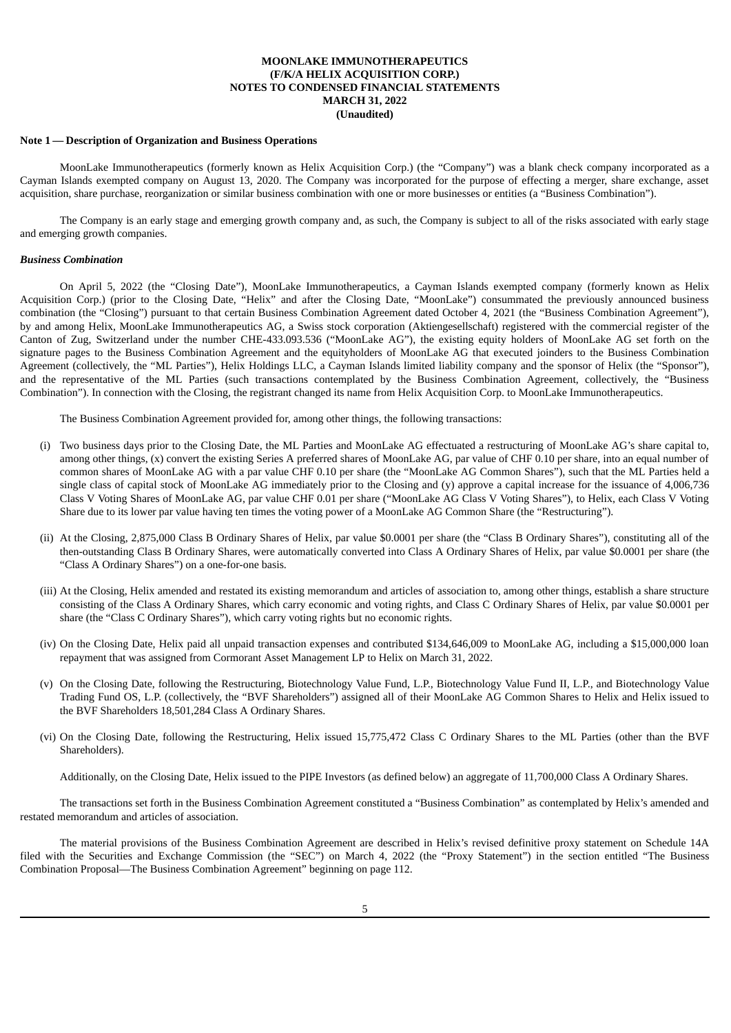**MOONLAKE IMMUNOTHERAPEUTICS**
**(F/K/A HELIX ACQUISITION CORP.)**
**NOTES TO CONDENSED FINANCIAL STATEMENTS**
**MARCH 31, 2022**
**(Unaudited)**

**Note 1 — Description of Organization and Business Operations**

MoonLake Immunotherapeutics (formerly known as Helix Acquisition Corp.) (the "Company") was a blank check company incorporated as a Cayman Islands exempted company on August 13, 2020. The Company was incorporated for the purpose of effecting a merger, share exchange, asset acquisition, share purchase, reorganization or similar business combination with one or more businesses or entities (a "Business Combination").

The Company is an early stage and emerging growth company and, as such, the Company is subject to all of the risks associated with early stage and emerging growth companies.

***Business Combination***

On April 5, 2022 (the "Closing Date"), MoonLake Immunotherapeutics, a Cayman Islands exempted company (formerly known as Helix Acquisition Corp.) (prior to the Closing Date, "Helix" and after the Closing Date, "MoonLake") consummated the previously announced business combination (the "Closing") pursuant to that certain Business Combination Agreement dated October 4, 2021 (the "Business Combination Agreement"), by and among Helix, MoonLake Immunotherapeutics AG, a Swiss stock corporation (Aktiengesellschaft) registered with the commercial register of the Canton of Zug, Switzerland under the number CHE-433.093.536 ("MoonLake AG"), the existing equity holders of MoonLake AG set forth on the signature pages to the Business Combination Agreement and the equityholders of MoonLake AG that executed joinders to the Business Combination Agreement (collectively, the "ML Parties"), Helix Holdings LLC, a Cayman Islands limited liability company and the sponsor of Helix (the "Sponsor"), and the representative of the ML Parties (such transactions contemplated by the Business Combination Agreement, collectively, the "Business Combination"). In connection with the Closing, the registrant changed its name from Helix Acquisition Corp. to MoonLake Immunotherapeutics.

The Business Combination Agreement provided for, among other things, the following transactions:

(i) Two business days prior to the Closing Date, the ML Parties and MoonLake AG effectuated a restructuring of MoonLake AG's share capital to, among other things, (x) convert the existing Series A preferred shares of MoonLake AG, par value of CHF 0.10 per share, into an equal number of common shares of MoonLake AG with a par value CHF 0.10 per share (the "MoonLake AG Common Shares"), such that the ML Parties held a single class of capital stock of MoonLake AG immediately prior to the Closing and (y) approve a capital increase for the issuance of 4,006,736 Class V Voting Shares of MoonLake AG, par value CHF 0.01 per share ("MoonLake AG Class V Voting Shares"), to Helix, each Class V Voting Share due to its lower par value having ten times the voting power of a MoonLake AG Common Share (the "Restructuring").

(ii) At the Closing, 2,875,000 Class B Ordinary Shares of Helix, par value $0.0001 per share (the "Class B Ordinary Shares"), constituting all of the then-outstanding Class B Ordinary Shares, were automatically converted into Class A Ordinary Shares of Helix, par value $0.0001 per share (the "Class A Ordinary Shares") on a one-for-one basis.

(iii) At the Closing, Helix amended and restated its existing memorandum and articles of association to, among other things, establish a share structure consisting of the Class A Ordinary Shares, which carry economic and voting rights, and Class C Ordinary Shares of Helix, par value $0.0001 per share (the "Class C Ordinary Shares"), which carry voting rights but no economic rights.

(iv) On the Closing Date, Helix paid all unpaid transaction expenses and contributed $134,646,009 to MoonLake AG, including a $15,000,000 loan repayment that was assigned from Cormorant Asset Management LP to Helix on March 31, 2022.

(v) On the Closing Date, following the Restructuring, Biotechnology Value Fund, L.P., Biotechnology Value Fund II, L.P., and Biotechnology Value Trading Fund OS, L.P. (collectively, the "BVF Shareholders") assigned all of their MoonLake AG Common Shares to Helix and Helix issued to the BVF Shareholders 18,501,284 Class A Ordinary Shares.

(vi) On the Closing Date, following the Restructuring, Helix issued 15,775,472 Class C Ordinary Shares to the ML Parties (other than the BVF Shareholders).

Additionally, on the Closing Date, Helix issued to the PIPE Investors (as defined below) an aggregate of 11,700,000 Class A Ordinary Shares.

The transactions set forth in the Business Combination Agreement constituted a "Business Combination" as contemplated by Helix's amended and restated memorandum and articles of association.

The material provisions of the Business Combination Agreement are described in Helix's revised definitive proxy statement on Schedule 14A filed with the Securities and Exchange Commission (the "SEC") on March 4, 2022 (the "Proxy Statement") in the section entitled "The Business Combination Proposal—The Business Combination Agreement" beginning on page 112.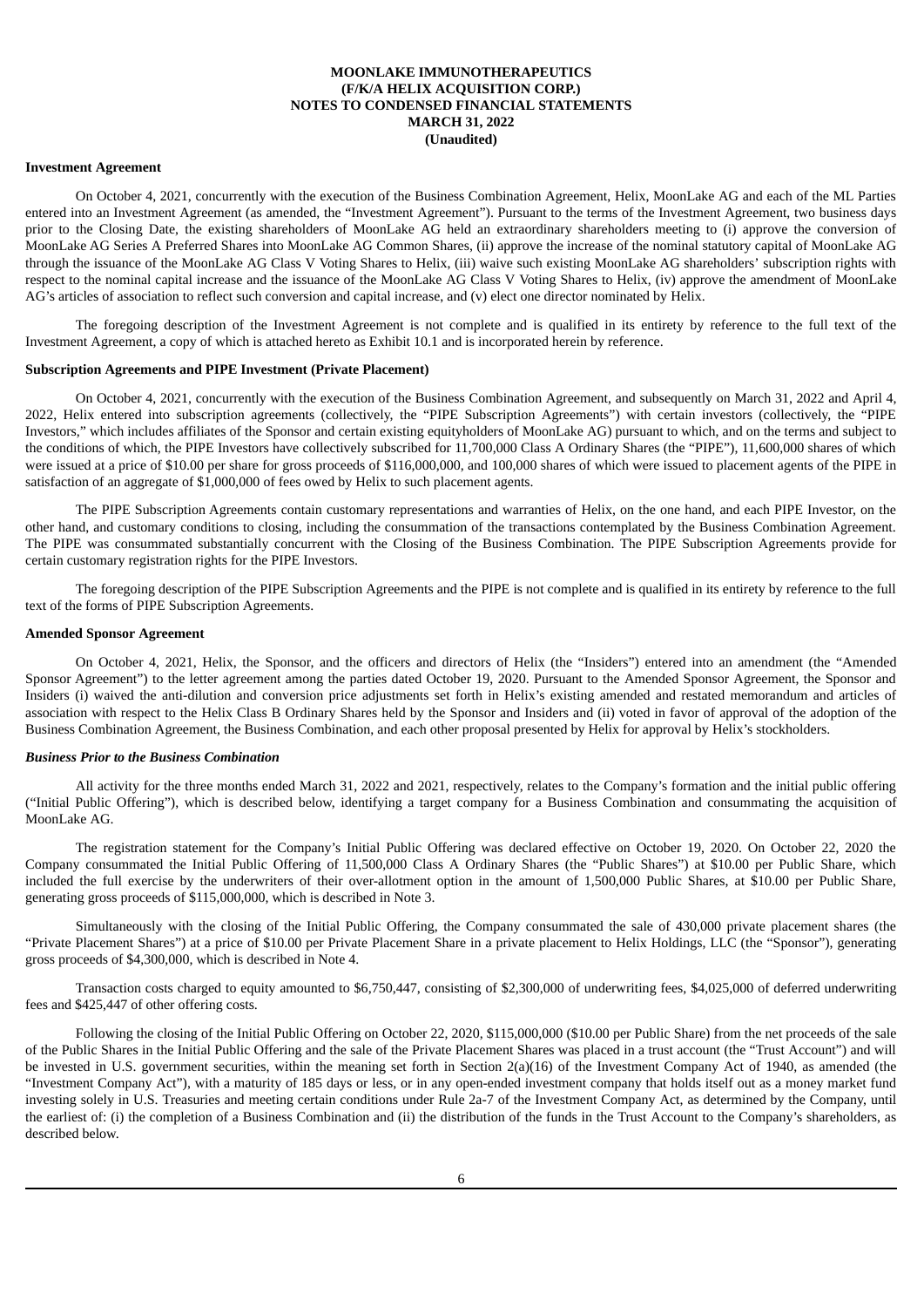**MOONLAKE IMMUNOTHERAPEUTICS**
**(F/K/A HELIX ACQUISITION CORP.)**
**NOTES TO CONDENSED FINANCIAL STATEMENTS**
**MARCH 31, 2022**
**(Unaudited)**

**Investment Agreement**

On October 4, 2021, concurrently with the execution of the Business Combination Agreement, Helix, MoonLake AG and each of the ML Parties entered into an Investment Agreement (as amended, the "Investment Agreement"). Pursuant to the terms of the Investment Agreement, two business days prior to the Closing Date, the existing shareholders of MoonLake AG held an extraordinary shareholders meeting to (i) approve the conversion of MoonLake AG Series A Preferred Shares into MoonLake AG Common Shares, (ii) approve the increase of the nominal statutory capital of MoonLake AG through the issuance of the MoonLake AG Class V Voting Shares to Helix, (iii) waive such existing MoonLake AG shareholders' subscription rights with respect to the nominal capital increase and the issuance of the MoonLake AG Class V Voting Shares to Helix, (iv) approve the amendment of MoonLake AG's articles of association to reflect such conversion and capital increase, and (v) elect one director nominated by Helix.

The foregoing description of the Investment Agreement is not complete and is qualified in its entirety by reference to the full text of the Investment Agreement, a copy of which is attached hereto as Exhibit 10.1 and is incorporated herein by reference.

**Subscription Agreements and PIPE Investment (Private Placement)**

On October 4, 2021, concurrently with the execution of the Business Combination Agreement, and subsequently on March 31, 2022 and April 4, 2022, Helix entered into subscription agreements (collectively, the "PIPE Subscription Agreements") with certain investors (collectively, the "PIPE Investors," which includes affiliates of the Sponsor and certain existing equityholders of MoonLake AG) pursuant to which, and on the terms and subject to the conditions of which, the PIPE Investors have collectively subscribed for 11,700,000 Class A Ordinary Shares (the "PIPE"), 11,600,000 shares of which were issued at a price of $10.00 per share for gross proceeds of $116,000,000, and 100,000 shares of which were issued to placement agents of the PIPE in satisfaction of an aggregate of $1,000,000 of fees owed by Helix to such placement agents.

The PIPE Subscription Agreements contain customary representations and warranties of Helix, on the one hand, and each PIPE Investor, on the other hand, and customary conditions to closing, including the consummation of the transactions contemplated by the Business Combination Agreement. The PIPE was consummated substantially concurrent with the Closing of the Business Combination. The PIPE Subscription Agreements provide for certain customary registration rights for the PIPE Investors.

The foregoing description of the PIPE Subscription Agreements and the PIPE is not complete and is qualified in its entirety by reference to the full text of the forms of PIPE Subscription Agreements.

**Amended Sponsor Agreement**

On October 4, 2021, Helix, the Sponsor, and the officers and directors of Helix (the "Insiders") entered into an amendment (the "Amended Sponsor Agreement") to the letter agreement among the parties dated October 19, 2020. Pursuant to the Amended Sponsor Agreement, the Sponsor and Insiders (i) waived the anti-dilution and conversion price adjustments set forth in Helix's existing amended and restated memorandum and articles of association with respect to the Helix Class B Ordinary Shares held by the Sponsor and Insiders and (ii) voted in favor of approval of the adoption of the Business Combination Agreement, the Business Combination, and each other proposal presented by Helix for approval by Helix's stockholders.

***Business Prior to the Business Combination***

All activity for the three months ended March 31, 2022 and 2021, respectively, relates to the Company's formation and the initial public offering ("Initial Public Offering"), which is described below, identifying a target company for a Business Combination and consummating the acquisition of MoonLake AG.

The registration statement for the Company's Initial Public Offering was declared effective on October 19, 2020. On October 22, 2020 the Company consummated the Initial Public Offering of 11,500,000 Class A Ordinary Shares (the "Public Shares") at $10.00 per Public Share, which included the full exercise by the underwriters of their over-allotment option in the amount of 1,500,000 Public Shares, at $10.00 per Public Share, generating gross proceeds of $115,000,000, which is described in Note 3.

Simultaneously with the closing of the Initial Public Offering, the Company consummated the sale of 430,000 private placement shares (the "Private Placement Shares") at a price of $10.00 per Private Placement Share in a private placement to Helix Holdings, LLC (the "Sponsor"), generating gross proceeds of $4,300,000, which is described in Note 4.

Transaction costs charged to equity amounted to $6,750,447, consisting of $2,300,000 of underwriting fees, $4,025,000 of deferred underwriting fees and $425,447 of other offering costs.

Following the closing of the Initial Public Offering on October 22, 2020, $115,000,000 ($10.00 per Public Share) from the net proceeds of the sale of the Public Shares in the Initial Public Offering and the sale of the Private Placement Shares was placed in a trust account (the "Trust Account") and will be invested in U.S. government securities, within the meaning set forth in Section 2(a)(16) of the Investment Company Act of 1940, as amended (the "Investment Company Act"), with a maturity of 185 days or less, or in any open-ended investment company that holds itself out as a money market fund investing solely in U.S. Treasuries and meeting certain conditions under Rule 2a-7 of the Investment Company Act, as determined by the Company, until the earliest of: (i) the completion of a Business Combination and (ii) the distribution of the funds in the Trust Account to the Company's shareholders, as described below.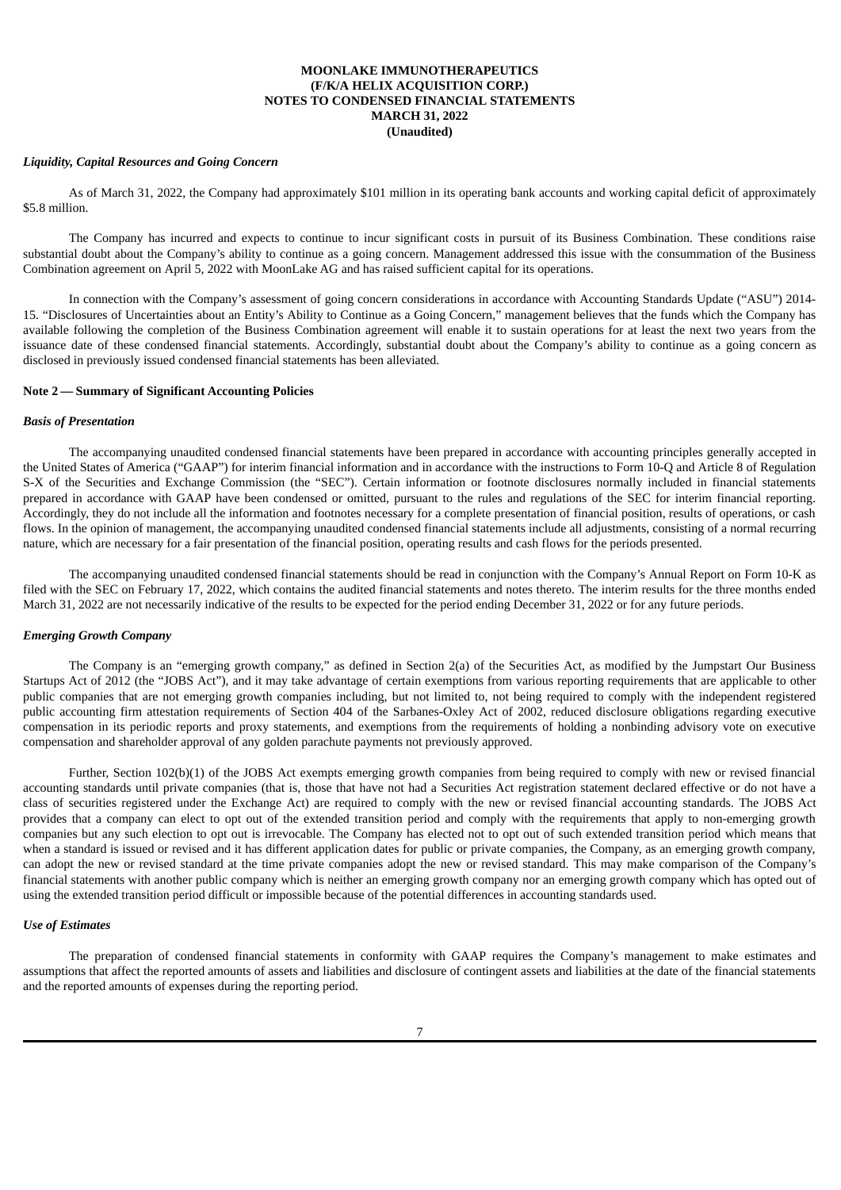**MOONLAKE IMMUNOTHERAPEUTICS**
**(F/K/A HELIX ACQUISITION CORP.)**
**NOTES TO CONDENSED FINANCIAL STATEMENTS**
**MARCH 31, 2022**
**(Unaudited)**

***Liquidity, Capital Resources and Going Concern***

As of March 31, 2022, the Company had approximately $101 million in its operating bank accounts and working capital deficit of approximately $5.8 million.

The Company has incurred and expects to continue to incur significant costs in pursuit of its Business Combination. These conditions raise substantial doubt about the Company's ability to continue as a going concern. Management addressed this issue with the consummation of the Business Combination agreement on April 5, 2022 with MoonLake AG and has raised sufficient capital for its operations.

In connection with the Company's assessment of going concern considerations in accordance with Accounting Standards Update ("ASU") 2014-15. "Disclosures of Uncertainties about an Entity's Ability to Continue as a Going Concern," management believes that the funds which the Company has available following the completion of the Business Combination agreement will enable it to sustain operations for at least the next two years from the issuance date of these condensed financial statements. Accordingly, substantial doubt about the Company's ability to continue as a going concern as disclosed in previously issued condensed financial statements has been alleviated.

**Note 2 — Summary of Significant Accounting Policies**

***Basis of Presentation***

The accompanying unaudited condensed financial statements have been prepared in accordance with accounting principles generally accepted in the United States of America ("GAAP") for interim financial information and in accordance with the instructions to Form 10-Q and Article 8 of Regulation S-X of the Securities and Exchange Commission (the "SEC"). Certain information or footnote disclosures normally included in financial statements prepared in accordance with GAAP have been condensed or omitted, pursuant to the rules and regulations of the SEC for interim financial reporting. Accordingly, they do not include all the information and footnotes necessary for a complete presentation of financial position, results of operations, or cash flows. In the opinion of management, the accompanying unaudited condensed financial statements include all adjustments, consisting of a normal recurring nature, which are necessary for a fair presentation of the financial position, operating results and cash flows for the periods presented.

The accompanying unaudited condensed financial statements should be read in conjunction with the Company's Annual Report on Form 10-K as filed with the SEC on February 17, 2022, which contains the audited financial statements and notes thereto. The interim results for the three months ended March 31, 2022 are not necessarily indicative of the results to be expected for the period ending December 31, 2022 or for any future periods.

***Emerging Growth Company***

The Company is an "emerging growth company," as defined in Section 2(a) of the Securities Act, as modified by the Jumpstart Our Business Startups Act of 2012 (the "JOBS Act"), and it may take advantage of certain exemptions from various reporting requirements that are applicable to other public companies that are not emerging growth companies including, but not limited to, not being required to comply with the independent registered public accounting firm attestation requirements of Section 404 of the Sarbanes-Oxley Act of 2002, reduced disclosure obligations regarding executive compensation in its periodic reports and proxy statements, and exemptions from the requirements of holding a nonbinding advisory vote on executive compensation and shareholder approval of any golden parachute payments not previously approved.

Further, Section 102(b)(1) of the JOBS Act exempts emerging growth companies from being required to comply with new or revised financial accounting standards until private companies (that is, those that have not had a Securities Act registration statement declared effective or do not have a class of securities registered under the Exchange Act) are required to comply with the new or revised financial accounting standards. The JOBS Act provides that a company can elect to opt out of the extended transition period and comply with the requirements that apply to non-emerging growth companies but any such election to opt out is irrevocable. The Company has elected not to opt out of such extended transition period which means that when a standard is issued or revised and it has different application dates for public or private companies, the Company, as an emerging growth company, can adopt the new or revised standard at the time private companies adopt the new or revised standard. This may make comparison of the Company's financial statements with another public company which is neither an emerging growth company nor an emerging growth company which has opted out of using the extended transition period difficult or impossible because of the potential differences in accounting standards used.

***Use of Estimates***

The preparation of condensed financial statements in conformity with GAAP requires the Company's management to make estimates and assumptions that affect the reported amounts of assets and liabilities and disclosure of contingent assets and liabilities at the date of the financial statements and the reported amounts of expenses during the reporting period.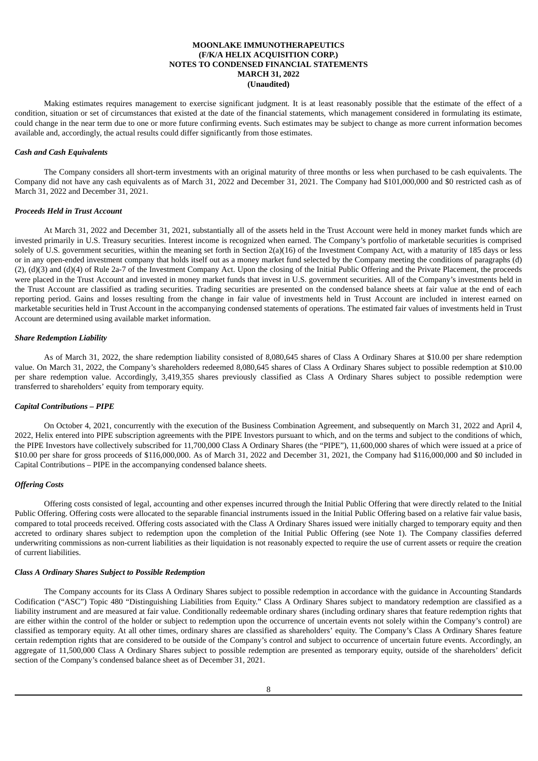Making estimates requires management to exercise significant judgment. It is at least reasonably possible that the estimate of the effect of a condition, situation or set of circumstances that existed at the date of the financial statements, which management considered in formulating its estimate, could change in the near term due to one or more future confirming events. Such estimates may be subject to change as more current information becomes available and, accordingly, the actual results could differ significantly from those estimates.

***Cash and Cash Equivalents***

The Company considers all short-term investments with an original maturity of three months or less when purchased to be cash equivalents. The Company did not have any cash equivalents as of March 31, 2022 and December 31, 2021. The Company had $101,000,000 and $0 restricted cash as of March 31, 2022 and December 31, 2021.

***Proceeds Held in Trust Account***

At March 31, 2022 and December 31, 2021, substantially all of the assets held in the Trust Account were held in money market funds which are invested primarily in U.S. Treasury securities. Interest income is recognized when earned. The Company's portfolio of marketable securities is comprised solely of U.S. government securities, within the meaning set forth in Section 2(a)(16) of the Investment Company Act, with a maturity of 185 days or less or in any open-ended investment company that holds itself out as a money market fund selected by the Company meeting the conditions of paragraphs (d)(2), (d)(3) and (d)(4) of Rule 2a-7 of the Investment Company Act. Upon the closing of the Initial Public Offering and the Private Placement, the proceeds were placed in the Trust Account and invested in money market funds that invest in U.S. government securities. All of the Company's investments held in the Trust Account are classified as trading securities. Trading securities are presented on the condensed balance sheets at fair value at the end of each reporting period. Gains and losses resulting from the change in fair value of investments held in Trust Account are included in interest earned on marketable securities held in Trust Account in the accompanying condensed statements of operations. The estimated fair values of investments held in Trust Account are determined using available market information.

***Share Redemption Liability***

As of March 31, 2022, the share redemption liability consisted of 8,080,645 shares of Class A Ordinary Shares at $10.00 per share redemption value. On March 31, 2022, the Company's shareholders redeemed 8,080,645 shares of Class A Ordinary Shares subject to possible redemption at $10.00 per share redemption value. Accordingly, 3,419,355 shares previously classified as Class A Ordinary Shares subject to possible redemption were transferred to shareholders' equity from temporary equity.

***Capital Contributions – PIPE***

On October 4, 2021, concurrently with the execution of the Business Combination Agreement, and subsequently on March 31, 2022 and April 4, 2022, Helix entered into PIPE subscription agreements with the PIPE Investors pursuant to which, and on the terms and subject to the conditions of which, the PIPE Investors have collectively subscribed for 11,700,000 Class A Ordinary Shares (the "PIPE"), 11,600,000 shares of which were issued at a price of $10.00 per share for gross proceeds of $116,000,000. As of March 31, 2022 and December 31, 2021, the Company had $116,000,000 and $0 included in Capital Contributions – PIPE in the accompanying condensed balance sheets.

***Offering Costs***

Offering costs consisted of legal, accounting and other expenses incurred through the Initial Public Offering that were directly related to the Initial Public Offering. Offering costs were allocated to the separable financial instruments issued in the Initial Public Offering based on a relative fair value basis, compared to total proceeds received. Offering costs associated with the Class A Ordinary Shares issued were initially charged to temporary equity and then accreted to ordinary shares subject to redemption upon the completion of the Initial Public Offering (see Note 1). The Company classifies deferred underwriting commissions as non-current liabilities as their liquidation is not reasonably expected to require the use of current assets or require the creation of current liabilities.

***Class A Ordinary Shares Subject to Possible Redemption***

The Company accounts for its Class A Ordinary Shares subject to possible redemption in accordance with the guidance in Accounting Standards Codification ("ASC") Topic 480 "Distinguishing Liabilities from Equity." Class A Ordinary Shares subject to mandatory redemption are classified as a liability instrument and are measured at fair value. Conditionally redeemable ordinary shares (including ordinary shares that feature redemption rights that are either within the control of the holder or subject to redemption upon the occurrence of uncertain events not solely within the Company's control) are classified as temporary equity. At all other times, ordinary shares are classified as shareholders' equity. The Company's Class A Ordinary Shares feature certain redemption rights that are considered to be outside of the Company's control and subject to occurrence of uncertain future events. Accordingly, an aggregate of 11,500,000 Class A Ordinary Shares subject to possible redemption are presented as temporary equity, outside of the shareholders' deficit section of the Company's condensed balance sheet as of December 31, 2021.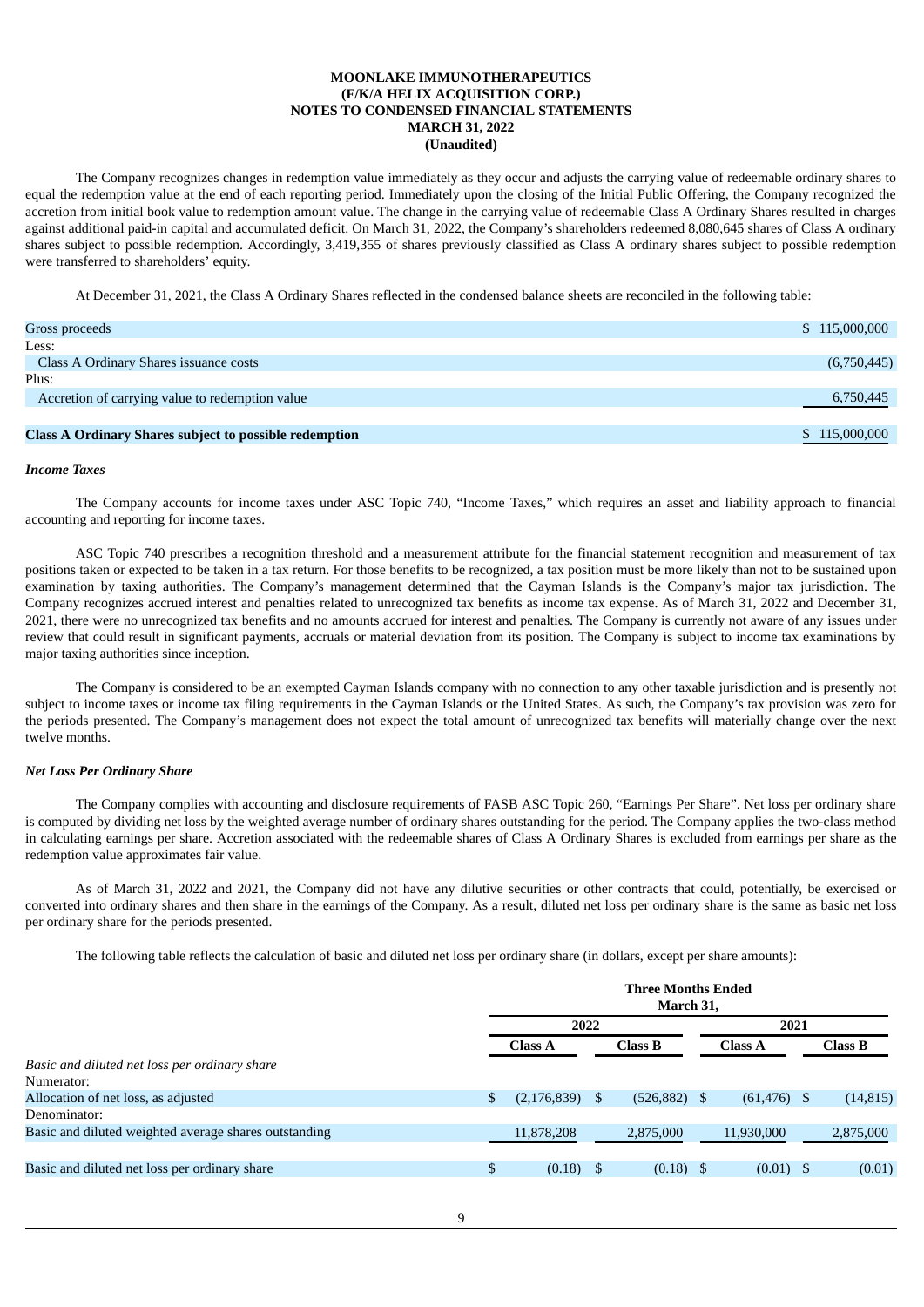**MOONLAKE IMMUNOTHERAPEUTICS**
**(F/K/A HELIX ACQUISITION CORP.)**
**NOTES TO CONDENSED FINANCIAL STATEMENTS**
**MARCH 31, 2022**
**(Unaudited)**

The Company recognizes changes in redemption value immediately as they occur and adjusts the carrying value of redeemable ordinary shares to equal the redemption value at the end of each reporting period. Immediately upon the closing of the Initial Public Offering, the Company recognized the accretion from initial book value to redemption amount value. The change in the carrying value of redeemable Class A Ordinary Shares resulted in charges against additional paid-in capital and accumulated deficit. On March 31, 2022, the Company's shareholders redeemed 8,080,645 shares of Class A ordinary shares subject to possible redemption. Accordingly, 3,419,355 of shares previously classified as Class A ordinary shares subject to possible redemption were transferred to shareholders' equity.

At December 31, 2021, the Class A Ordinary Shares reflected in the condensed balance sheets are reconciled in the following table:

| | |
|---|---|
| Gross proceeds | $ 115,000,000 |
| Less: | |
| Class A Ordinary Shares issuance costs | (6,750,445) |
| Plus: | |
| Accretion of carrying value to redemption value | 6,750,445 |
| **Class A Ordinary Shares subject to possible redemption** | $ 115,000,000 |

### *Income Taxes*

The Company accounts for income taxes under ASC Topic 740, "Income Taxes," which requires an asset and liability approach to financial accounting and reporting for income taxes.

ASC Topic 740 prescribes a recognition threshold and a measurement attribute for the financial statement recognition and measurement of tax positions taken or expected to be taken in a tax return. For those benefits to be recognized, a tax position must be more likely than not to be sustained upon examination by taxing authorities. The Company's management determined that the Cayman Islands is the Company's major tax jurisdiction. The Company recognizes accrued interest and penalties related to unrecognized tax benefits as income tax expense. As of March 31, 2022 and December 31, 2021, there were no unrecognized tax benefits and no amounts accrued for interest and penalties. The Company is currently not aware of any issues under review that could result in significant payments, accruals or material deviation from its position. The Company is subject to income tax examinations by major taxing authorities since inception.

The Company is considered to be an exempted Cayman Islands company with no connection to any other taxable jurisdiction and is presently not subject to income taxes or income tax filing requirements in the Cayman Islands or the United States. As such, the Company's tax provision was zero for the periods presented. The Company's management does not expect the total amount of unrecognized tax benefits will materially change over the next twelve months.

### *Net Loss Per Ordinary Share*

The Company complies with accounting and disclosure requirements of FASB ASC Topic 260, "Earnings Per Share". Net loss per ordinary share is computed by dividing net loss by the weighted average number of ordinary shares outstanding for the period. The Company applies the two-class method in calculating earnings per share. Accretion associated with the redeemable shares of Class A Ordinary Shares is excluded from earnings per share as the redemption value approximates fair value.

As of March 31, 2022 and 2021, the Company did not have any dilutive securities or other contracts that could, potentially, be exercised or converted into ordinary shares and then share in the earnings of the Company. As a result, diluted net loss per ordinary share is the same as basic net loss per ordinary share for the periods presented.

The following table reflects the calculation of basic and diluted net loss per ordinary share (in dollars, except per share amounts):

| | Three Months Ended March 31, | | | |
|---|---|---|---|---|
| | 2022 | | 2021 | |
| | Class A | Class B | Class A | Class B |
| *Basic and diluted net loss per ordinary share* | | | | |
| Numerator: | | | | |
| Allocation of net loss, as adjusted | $ (2,176,839) | $ (526,882) | $ (61,476) | $ (14,815) |
| Denominator: | | | | |
| Basic and diluted weighted average shares outstanding | 11,878,208 | 2,875,000 | 11,930,000 | 2,875,000 |
| Basic and diluted net loss per ordinary share | $ (0.18) | $ (0.18) | $ (0.01) | $ (0.01) |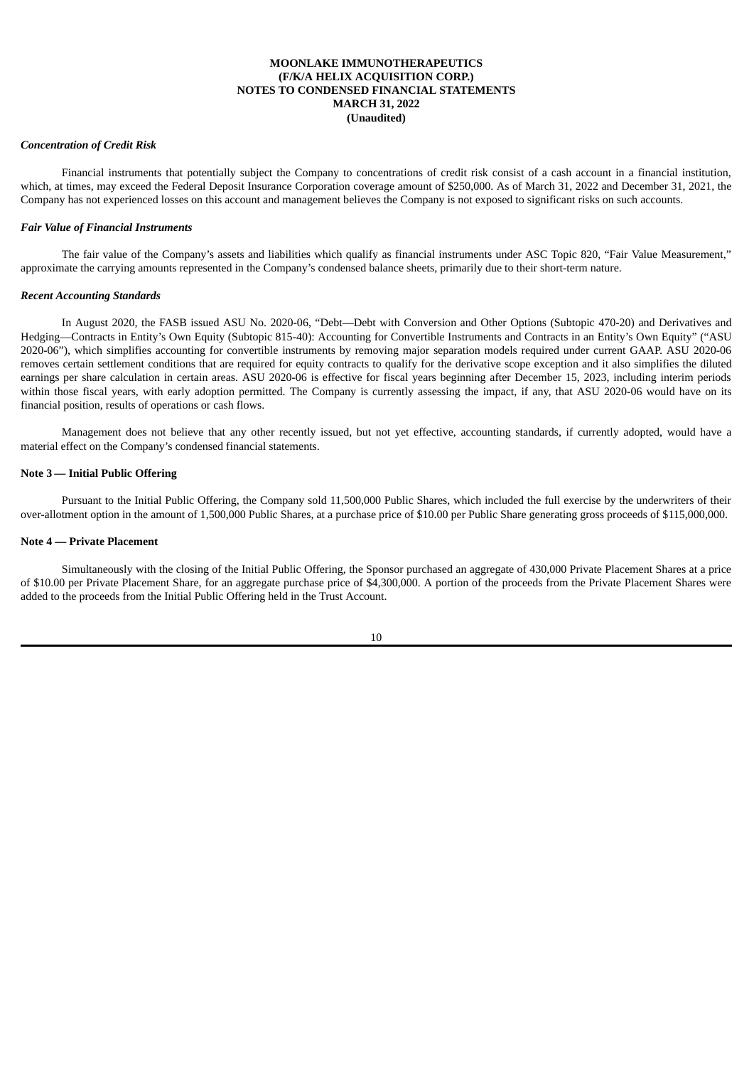**MOONLAKE IMMUNOTHERAPEUTICS**
**(F/K/A HELIX ACQUISITION CORP.)**
**NOTES TO CONDENSED FINANCIAL STATEMENTS**
**MARCH 31, 2022**
**(Unaudited)**

***Concentration of Credit Risk***

Financial instruments that potentially subject the Company to concentrations of credit risk consist of a cash account in a financial institution, which, at times, may exceed the Federal Deposit Insurance Corporation coverage amount of $250,000. As of March 31, 2022 and December 31, 2021, the Company has not experienced losses on this account and management believes the Company is not exposed to significant risks on such accounts.

***Fair Value of Financial Instruments***

The fair value of the Company's assets and liabilities which qualify as financial instruments under ASC Topic 820, "Fair Value Measurement," approximate the carrying amounts represented in the Company's condensed balance sheets, primarily due to their short-term nature.

***Recent Accounting Standards***

In August 2020, the FASB issued ASU No. 2020-06, "Debt—Debt with Conversion and Other Options (Subtopic 470-20) and Derivatives and Hedging—Contracts in Entity's Own Equity (Subtopic 815-40): Accounting for Convertible Instruments and Contracts in an Entity's Own Equity" ("ASU 2020-06"), which simplifies accounting for convertible instruments by removing major separation models required under current GAAP. ASU 2020-06 removes certain settlement conditions that are required for equity contracts to qualify for the derivative scope exception and it also simplifies the diluted earnings per share calculation in certain areas. ASU 2020-06 is effective for fiscal years beginning after December 15, 2023, including interim periods within those fiscal years, with early adoption permitted. The Company is currently assessing the impact, if any, that ASU 2020-06 would have on its financial position, results of operations or cash flows.

Management does not believe that any other recently issued, but not yet effective, accounting standards, if currently adopted, would have a material effect on the Company's condensed financial statements.

**Note 3 — Initial Public Offering**

Pursuant to the Initial Public Offering, the Company sold 11,500,000 Public Shares, which included the full exercise by the underwriters of their over-allotment option in the amount of 1,500,000 Public Shares, at a purchase price of $10.00 per Public Share generating gross proceeds of $115,000,000.

**Note 4 — Private Placement**

Simultaneously with the closing of the Initial Public Offering, the Sponsor purchased an aggregate of 430,000 Private Placement Shares at a price of $10.00 per Private Placement Share, for an aggregate purchase price of $4,300,000. A portion of the proceeds from the Private Placement Shares were added to the proceeds from the Initial Public Offering held in the Trust Account.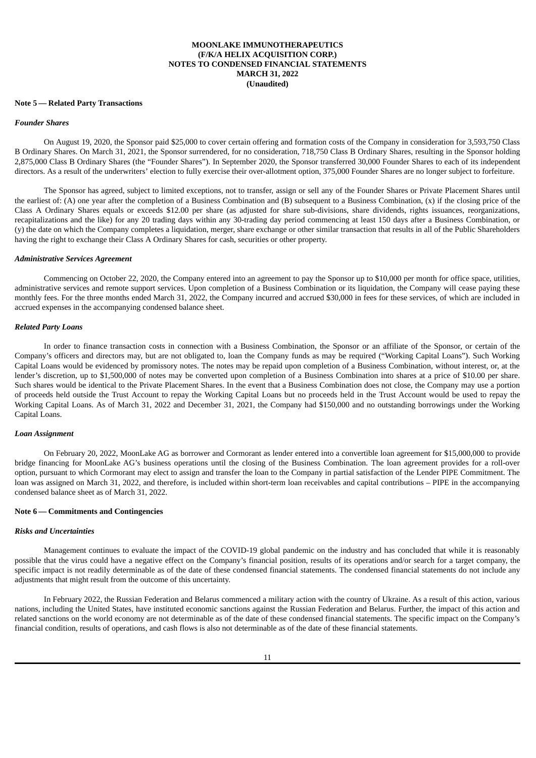**MOONLAKE IMMUNOTHERAPEUTICS**
**(F/K/A HELIX ACQUISITION CORP.)**
**NOTES TO CONDENSED FINANCIAL STATEMENTS**
**MARCH 31, 2022**
**(Unaudited)**

**Note 5 — Related Party Transactions**

***Founder Shares***

On August 19, 2020, the Sponsor paid $25,000 to cover certain offering and formation costs of the Company in consideration for 3,593,750 Class B Ordinary Shares. On March 31, 2021, the Sponsor surrendered, for no consideration, 718,750 Class B Ordinary Shares, resulting in the Sponsor holding 2,875,000 Class B Ordinary Shares (the "Founder Shares"). In September 2020, the Sponsor transferred 30,000 Founder Shares to each of its independent directors. As a result of the underwriters' election to fully exercise their over-allotment option, 375,000 Founder Shares are no longer subject to forfeiture.

The Sponsor has agreed, subject to limited exceptions, not to transfer, assign or sell any of the Founder Shares or Private Placement Shares until the earliest of: (A) one year after the completion of a Business Combination and (B) subsequent to a Business Combination, (x) if the closing price of the Class A Ordinary Shares equals or exceeds $12.00 per share (as adjusted for share sub-divisions, share dividends, rights issuances, reorganizations, recapitalizations and the like) for any 20 trading days within any 30-trading day period commencing at least 150 days after a Business Combination, or (y) the date on which the Company completes a liquidation, merger, share exchange or other similar transaction that results in all of the Public Shareholders having the right to exchange their Class A Ordinary Shares for cash, securities or other property.

***Administrative Services Agreement***

Commencing on October 22, 2020, the Company entered into an agreement to pay the Sponsor up to $10,000 per month for office space, utilities, administrative services and remote support services. Upon completion of a Business Combination or its liquidation, the Company will cease paying these monthly fees. For the three months ended March 31, 2022, the Company incurred and accrued $30,000 in fees for these services, of which are included in accrued expenses in the accompanying condensed balance sheet.

***Related Party Loans***

In order to finance transaction costs in connection with a Business Combination, the Sponsor or an affiliate of the Sponsor, or certain of the Company's officers and directors may, but are not obligated to, loan the Company funds as may be required ("Working Capital Loans"). Such Working Capital Loans would be evidenced by promissory notes. The notes may be repaid upon completion of a Business Combination, without interest, or, at the lender's discretion, up to $1,500,000 of notes may be converted upon completion of a Business Combination into shares at a price of $10.00 per share. Such shares would be identical to the Private Placement Shares. In the event that a Business Combination does not close, the Company may use a portion of proceeds held outside the Trust Account to repay the Working Capital Loans but no proceeds held in the Trust Account would be used to repay the Working Capital Loans. As of March 31, 2022 and December 31, 2021, the Company had $150,000 and no outstanding borrowings under the Working Capital Loans.

***Loan Assignment***

On February 20, 2022, MoonLake AG as borrower and Cormorant as lender entered into a convertible loan agreement for $15,000,000 to provide bridge financing for MoonLake AG's business operations until the closing of the Business Combination. The loan agreement provides for a roll-over option, pursuant to which Cormorant may elect to assign and transfer the loan to the Company in partial satisfaction of the Lender PIPE Commitment. The loan was assigned on March 31, 2022, and therefore, is included within short-term loan receivables and capital contributions – PIPE in the accompanying condensed balance sheet as of March 31, 2022.

**Note 6 — Commitments and Contingencies**

***Risks and Uncertainties***

Management continues to evaluate the impact of the COVID-19 global pandemic on the industry and has concluded that while it is reasonably possible that the virus could have a negative effect on the Company's financial position, results of its operations and/or search for a target company, the specific impact is not readily determinable as of the date of these condensed financial statements. The condensed financial statements do not include any adjustments that might result from the outcome of this uncertainty.

In February 2022, the Russian Federation and Belarus commenced a military action with the country of Ukraine. As a result of this action, various nations, including the United States, have instituted economic sanctions against the Russian Federation and Belarus. Further, the impact of this action and related sanctions on the world economy are not determinable as of the date of these condensed financial statements. The specific impact on the Company's financial condition, results of operations, and cash flows is also not determinable as of the date of these financial statements.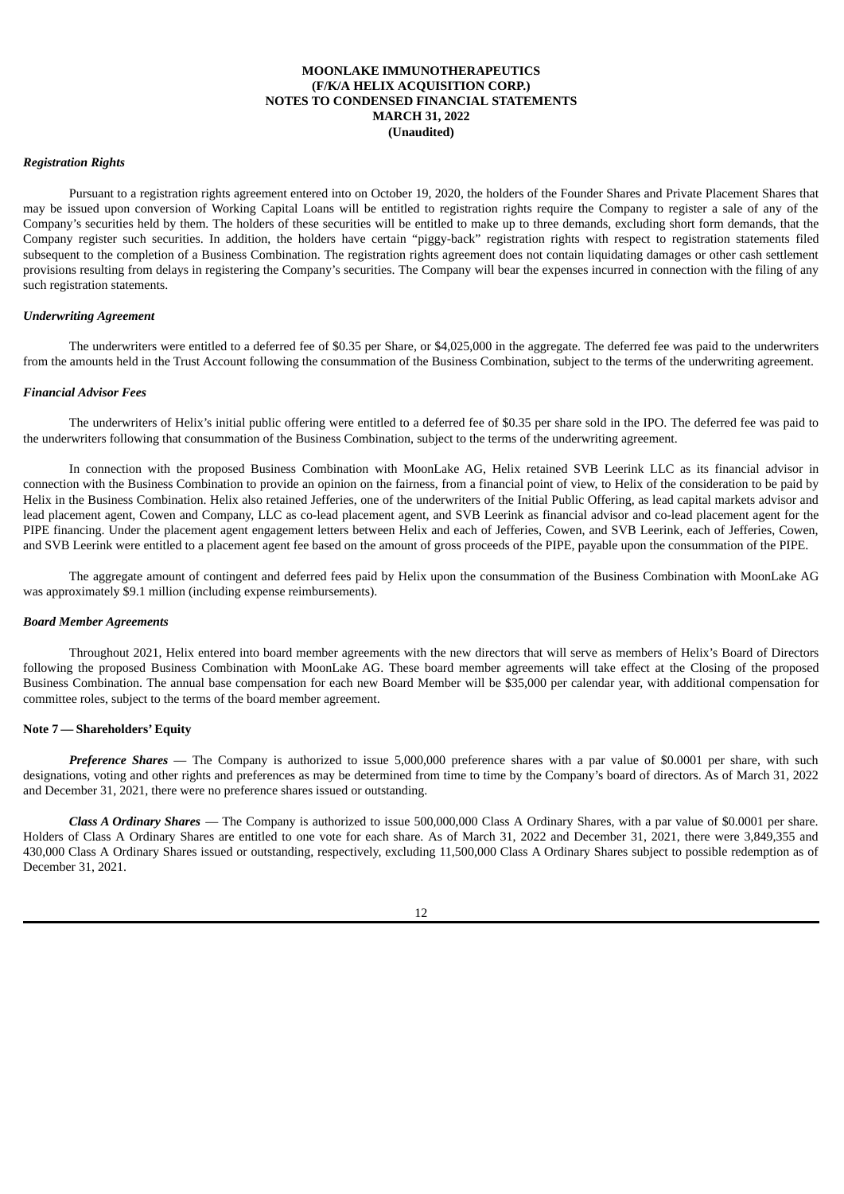***Registration Rights***

Pursuant to a registration rights agreement entered into on October 19, 2020, the holders of the Founder Shares and Private Placement Shares that may be issued upon conversion of Working Capital Loans will be entitled to registration rights require the Company to register a sale of any of the Company's securities held by them. The holders of these securities will be entitled to make up to three demands, excluding short form demands, that the Company register such securities. In addition, the holders have certain "piggy-back" registration rights with respect to registration statements filed subsequent to the completion of a Business Combination. The registration rights agreement does not contain liquidating damages or other cash settlement provisions resulting from delays in registering the Company's securities. The Company will bear the expenses incurred in connection with the filing of any such registration statements.

***Underwriting Agreement***

The underwriters were entitled to a deferred fee of $0.35 per Share, or $4,025,000 in the aggregate. The deferred fee was paid to the underwriters from the amounts held in the Trust Account following the consummation of the Business Combination, subject to the terms of the underwriting agreement.

***Financial Advisor Fees***

The underwriters of Helix's initial public offering were entitled to a deferred fee of $0.35 per share sold in the IPO. The deferred fee was paid to the underwriters following that consummation of the Business Combination, subject to the terms of the underwriting agreement.

In connection with the proposed Business Combination with MoonLake AG, Helix retained SVB Leerink LLC as its financial advisor in connection with the Business Combination to provide an opinion on the fairness, from a financial point of view, to Helix of the consideration to be paid by Helix in the Business Combination. Helix also retained Jefferies, one of the underwriters of the Initial Public Offering, as lead capital markets advisor and lead placement agent, Cowen and Company, LLC as co-lead placement agent, and SVB Leerink as financial advisor and co-lead placement agent for the PIPE financing. Under the placement agent engagement letters between Helix and each of Jefferies, Cowen, and SVB Leerink, each of Jefferies, Cowen, and SVB Leerink were entitled to a placement agent fee based on the amount of gross proceeds of the PIPE, payable upon the consummation of the PIPE.

The aggregate amount of contingent and deferred fees paid by Helix upon the consummation of the Business Combination with MoonLake AG was approximately $9.1 million (including expense reimbursements).

***Board Member Agreements***

Throughout 2021, Helix entered into board member agreements with the new directors that will serve as members of Helix's Board of Directors following the proposed Business Combination with MoonLake AG. These board member agreements will take effect at the Closing of the proposed Business Combination. The annual base compensation for each new Board Member will be $35,000 per calendar year, with additional compensation for committee roles, subject to the terms of the board member agreement.

**Note 7 — Shareholders' Equity**

***Preference Shares*** — The Company is authorized to issue 5,000,000 preference shares with a par value of $0.0001 per share, with such designations, voting and other rights and preferences as may be determined from time to time by the Company's board of directors. As of March 31, 2022 and December 31, 2021, there were no preference shares issued or outstanding.

***Class A Ordinary Shares*** — The Company is authorized to issue 500,000,000 Class A Ordinary Shares, with a par value of $0.0001 per share. Holders of Class A Ordinary Shares are entitled to one vote for each share. As of March 31, 2022 and December 31, 2021, there were 3,849,355 and 430,000 Class A Ordinary Shares issued or outstanding, respectively, excluding 11,500,000 Class A Ordinary Shares subject to possible redemption as of December 31, 2021.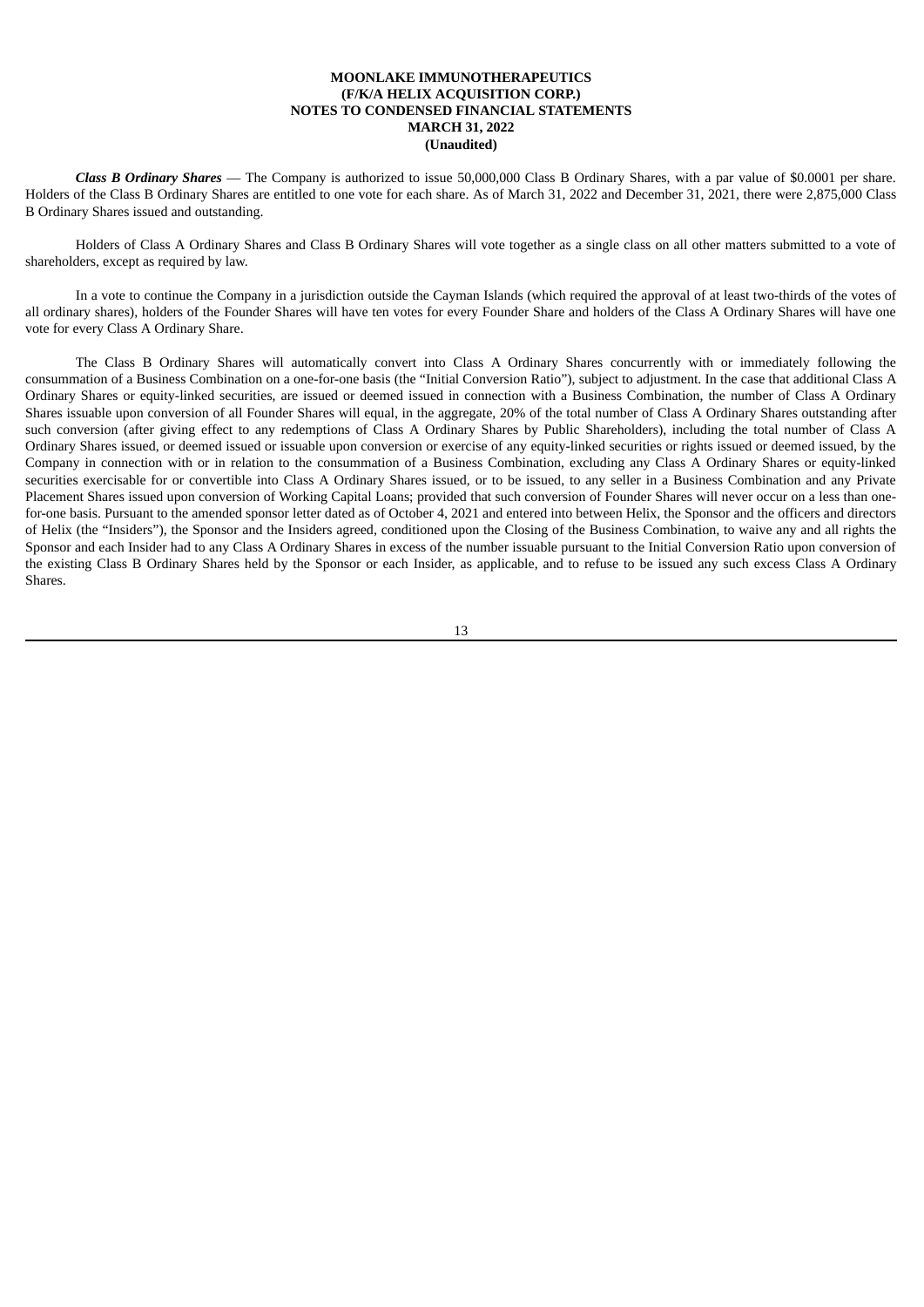***Class B Ordinary Shares*** — The Company is authorized to issue 50,000,000 Class B Ordinary Shares, with a par value of $0.0001 per share. Holders of the Class B Ordinary Shares are entitled to one vote for each share. As of March 31, 2022 and December 31, 2021, there were 2,875,000 Class B Ordinary Shares issued and outstanding.

Holders of Class A Ordinary Shares and Class B Ordinary Shares will vote together as a single class on all other matters submitted to a vote of shareholders, except as required by law.

In a vote to continue the Company in a jurisdiction outside the Cayman Islands (which required the approval of at least two-thirds of the votes of all ordinary shares), holders of the Founder Shares will have ten votes for every Founder Share and holders of the Class A Ordinary Shares will have one vote for every Class A Ordinary Share.

The Class B Ordinary Shares will automatically convert into Class A Ordinary Shares concurrently with or immediately following the consummation of a Business Combination on a one-for-one basis (the "Initial Conversion Ratio"), subject to adjustment. In the case that additional Class A Ordinary Shares or equity-linked securities, are issued or deemed issued in connection with a Business Combination, the number of Class A Ordinary Shares issuable upon conversion of all Founder Shares will equal, in the aggregate, 20% of the total number of Class A Ordinary Shares outstanding after such conversion (after giving effect to any redemptions of Class A Ordinary Shares by Public Shareholders), including the total number of Class A Ordinary Shares issued, or deemed issued or issuable upon conversion or exercise of any equity-linked securities or rights issued or deemed issued, by the Company in connection with or in relation to the consummation of a Business Combination, excluding any Class A Ordinary Shares or equity-linked securities exercisable for or convertible into Class A Ordinary Shares issued, or to be issued, to any seller in a Business Combination and any Private Placement Shares issued upon conversion of Working Capital Loans; provided that such conversion of Founder Shares will never occur on a less than one-for-one basis. Pursuant to the amended sponsor letter dated as of October 4, 2021 and entered into between Helix, the Sponsor and the officers and directors of Helix (the "Insiders"), the Sponsor and the Insiders agreed, conditioned upon the Closing of the Business Combination, to waive any and all rights the Sponsor and each Insider had to any Class A Ordinary Shares in excess of the number issuable pursuant to the Initial Conversion Ratio upon conversion of the existing Class B Ordinary Shares held by the Sponsor or each Insider, as applicable, and to refuse to be issued any such excess Class A Ordinary Shares.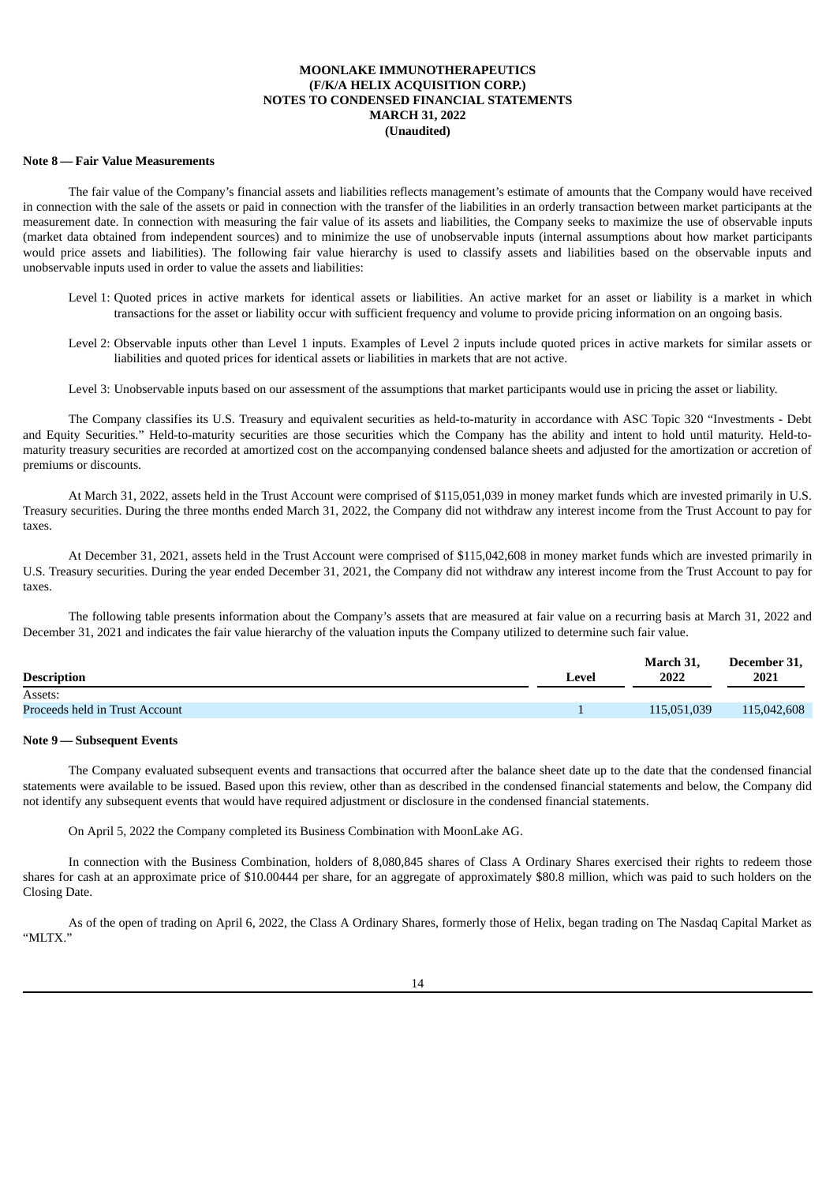**MOONLAKE IMMUNOTHERAPEUTICS**
**(F/K/A HELIX ACQUISITION CORP.)**
**NOTES TO CONDENSED FINANCIAL STATEMENTS**
**MARCH 31, 2022**
**(Unaudited)**

**Note 8 — Fair Value Measurements**

The fair value of the Company's financial assets and liabilities reflects management's estimate of amounts that the Company would have received in connection with the sale of the assets or paid in connection with the transfer of the liabilities in an orderly transaction between market participants at the measurement date. In connection with measuring the fair value of its assets and liabilities, the Company seeks to maximize the use of observable inputs (market data obtained from independent sources) and to minimize the use of unobservable inputs (internal assumptions about how market participants would price assets and liabilities). The following fair value hierarchy is used to classify assets and liabilities based on the observable inputs and unobservable inputs used in order to value the assets and liabilities:

Level 1: Quoted prices in active markets for identical assets or liabilities. An active market for an asset or liability is a market in which transactions for the asset or liability occur with sufficient frequency and volume to provide pricing information on an ongoing basis.

Level 2: Observable inputs other than Level 1 inputs. Examples of Level 2 inputs include quoted prices in active markets for similar assets or liabilities and quoted prices for identical assets or liabilities in markets that are not active.

Level 3: Unobservable inputs based on our assessment of the assumptions that market participants would use in pricing the asset or liability.

The Company classifies its U.S. Treasury and equivalent securities as held-to-maturity in accordance with ASC Topic 320 "Investments - Debt and Equity Securities." Held-to-maturity securities are those securities which the Company has the ability and intent to hold until maturity. Held-to-maturity treasury securities are recorded at amortized cost on the accompanying condensed balance sheets and adjusted for the amortization or accretion of premiums or discounts.

At March 31, 2022, assets held in the Trust Account were comprised of $115,051,039 in money market funds which are invested primarily in U.S. Treasury securities. During the three months ended March 31, 2022, the Company did not withdraw any interest income from the Trust Account to pay for taxes.

At December 31, 2021, assets held in the Trust Account were comprised of $115,042,608 in money market funds which are invested primarily in U.S. Treasury securities. During the year ended December 31, 2021, the Company did not withdraw any interest income from the Trust Account to pay for taxes.

The following table presents information about the Company's assets that are measured at fair value on a recurring basis at March 31, 2022 and December 31, 2021 and indicates the fair value hierarchy of the valuation inputs the Company utilized to determine such fair value.

| Description | Level | March 31, 2022 | December 31, 2021 |
|---|---|---|---|
| Assets: | | | |
| Proceeds held in Trust Account | 1 | 115,051,039 | 115,042,608 |

**Note 9 — Subsequent Events**

The Company evaluated subsequent events and transactions that occurred after the balance sheet date up to the date that the condensed financial statements were available to be issued. Based upon this review, other than as described in the condensed financial statements and below, the Company did not identify any subsequent events that would have required adjustment or disclosure in the condensed financial statements.

On April 5, 2022 the Company completed its Business Combination with MoonLake AG.

In connection with the Business Combination, holders of 8,080,845 shares of Class A Ordinary Shares exercised their rights to redeem those shares for cash at an approximate price of $10.00444 per share, for an aggregate of approximately $80.8 million, which was paid to such holders on the Closing Date.

As of the open of trading on April 6, 2022, the Class A Ordinary Shares, formerly those of Helix, began trading on The Nasdaq Capital Market as "MLTX."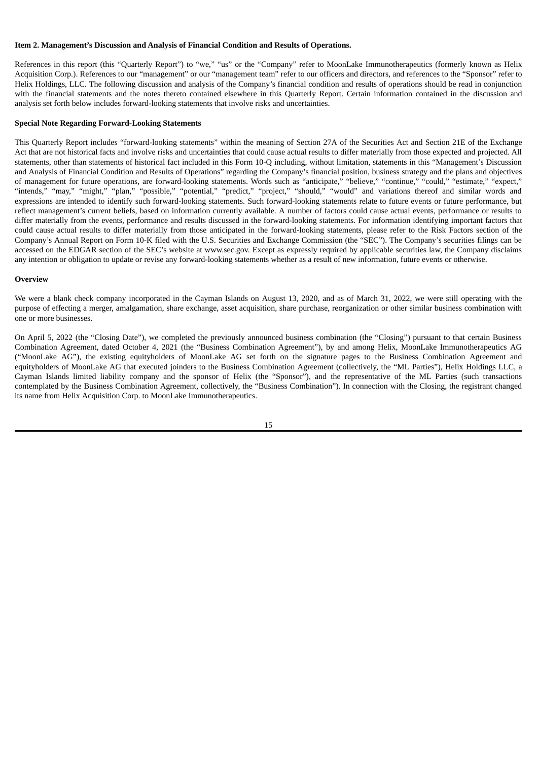**Item 2. Management's Discussion and Analysis of Financial Condition and Results of Operations.**

References in this report (this "Quarterly Report") to "we," "us" or the "Company" refer to MoonLake Immunotherapeutics (formerly known as Helix Acquisition Corp.). References to our "management" or our "management team" refer to our officers and directors, and references to the "Sponsor" refer to Helix Holdings, LLC. The following discussion and analysis of the Company's financial condition and results of operations should be read in conjunction with the financial statements and the notes thereto contained elsewhere in this Quarterly Report. Certain information contained in the discussion and analysis set forth below includes forward-looking statements that involve risks and uncertainties.

**Special Note Regarding Forward-Looking Statements**

This Quarterly Report includes "forward-looking statements" within the meaning of Section 27A of the Securities Act and Section 21E of the Exchange Act that are not historical facts and involve risks and uncertainties that could cause actual results to differ materially from those expected and projected. All statements, other than statements of historical fact included in this Form 10-Q including, without limitation, statements in this "Management's Discussion and Analysis of Financial Condition and Results of Operations" regarding the Company's financial position, business strategy and the plans and objectives of management for future operations, are forward-looking statements. Words such as "anticipate," "believe," "continue," "could," "estimate," "expect," "intends," "may," "might," "plan," "possible," "potential," "predict," "project," "should," "would" and variations thereof and similar words and expressions are intended to identify such forward-looking statements. Such forward-looking statements relate to future events or future performance, but reflect management's current beliefs, based on information currently available. A number of factors could cause actual events, performance or results to differ materially from the events, performance and results discussed in the forward-looking statements. For information identifying important factors that could cause actual results to differ materially from those anticipated in the forward-looking statements, please refer to the Risk Factors section of the Company's Annual Report on Form 10-K filed with the U.S. Securities and Exchange Commission (the "SEC"). The Company's securities filings can be accessed on the EDGAR section of the SEC's website at www.sec.gov. Except as expressly required by applicable securities law, the Company disclaims any intention or obligation to update or revise any forward-looking statements whether as a result of new information, future events or otherwise.

**Overview**

We were a blank check company incorporated in the Cayman Islands on August 13, 2020, and as of March 31, 2022, we were still operating with the purpose of effecting a merger, amalgamation, share exchange, asset acquisition, share purchase, reorganization or other similar business combination with one or more businesses.

On April 5, 2022 (the "Closing Date"), we completed the previously announced business combination (the "Closing") pursuant to that certain Business Combination Agreement, dated October 4, 2021 (the "Business Combination Agreement"), by and among Helix, MoonLake Immunotherapeutics AG ("MoonLake AG"), the existing equityholders of MoonLake AG set forth on the signature pages to the Business Combination Agreement and equityholders of MoonLake AG that executed joinders to the Business Combination Agreement (collectively, the "ML Parties"), Helix Holdings LLC, a Cayman Islands limited liability company and the sponsor of Helix (the "Sponsor"), and the representative of the ML Parties (such transactions contemplated by the Business Combination Agreement, collectively, the "Business Combination"). In connection with the Closing, the registrant changed its name from Helix Acquisition Corp. to MoonLake Immunotherapeutics.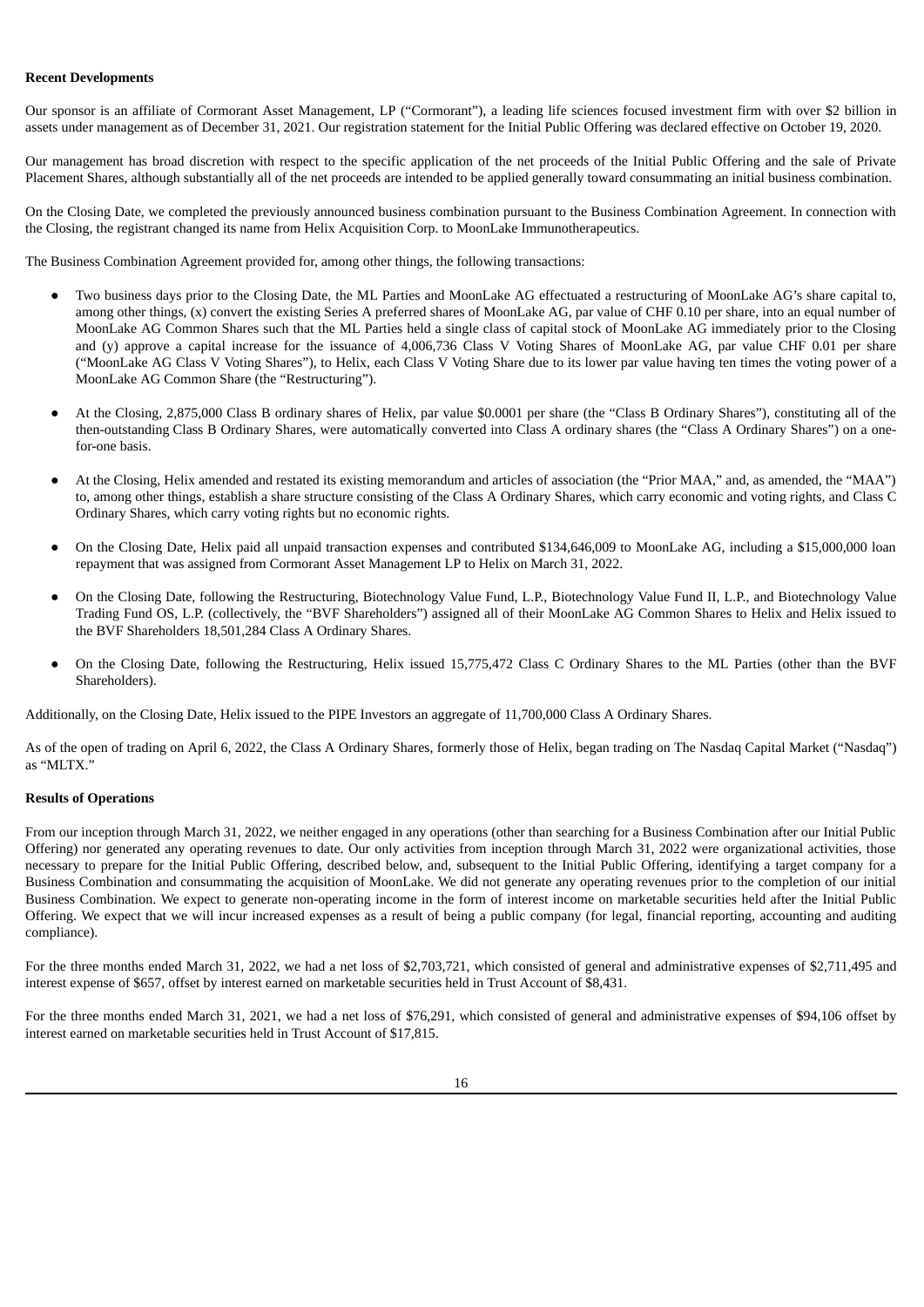**Recent Developments**

Our sponsor is an affiliate of Cormorant Asset Management, LP ("Cormorant"), a leading life sciences focused investment firm with over $2 billion in assets under management as of December 31, 2021. Our registration statement for the Initial Public Offering was declared effective on October 19, 2020.

Our management has broad discretion with respect to the specific application of the net proceeds of the Initial Public Offering and the sale of Private Placement Shares, although substantially all of the net proceeds are intended to be applied generally toward consummating an initial business combination.

On the Closing Date, we completed the previously announced business combination pursuant to the Business Combination Agreement. In connection with the Closing, the registrant changed its name from Helix Acquisition Corp. to MoonLake Immunotherapeutics.

The Business Combination Agreement provided for, among other things, the following transactions:

- Two business days prior to the Closing Date, the ML Parties and MoonLake AG effectuated a restructuring of MoonLake AG's share capital to, among other things, (x) convert the existing Series A preferred shares of MoonLake AG, par value of CHF 0.10 per share, into an equal number of MoonLake AG Common Shares such that the ML Parties held a single class of capital stock of MoonLake AG immediately prior to the Closing and (y) approve a capital increase for the issuance of 4,006,736 Class V Voting Shares of MoonLake AG, par value CHF 0.01 per share ("MoonLake AG Class V Voting Shares"), to Helix, each Class V Voting Share due to its lower par value having ten times the voting power of a MoonLake AG Common Share (the "Restructuring").

- At the Closing, 2,875,000 Class B ordinary shares of Helix, par value $0.0001 per share (the "Class B Ordinary Shares"), constituting all of the then-outstanding Class B Ordinary Shares, were automatically converted into Class A ordinary shares (the "Class A Ordinary Shares") on a one-for-one basis.

- At the Closing, Helix amended and restated its existing memorandum and articles of association (the "Prior MAA," and, as amended, the "MAA") to, among other things, establish a share structure consisting of the Class A Ordinary Shares, which carry economic and voting rights, and Class C Ordinary Shares, which carry voting rights but no economic rights.

- On the Closing Date, Helix paid all unpaid transaction expenses and contributed $134,646,009 to MoonLake AG, including a $15,000,000 loan repayment that was assigned from Cormorant Asset Management LP to Helix on March 31, 2022.

- On the Closing Date, following the Restructuring, Biotechnology Value Fund, L.P., Biotechnology Value Fund II, L.P., and Biotechnology Value Trading Fund OS, L.P. (collectively, the "BVF Shareholders") assigned all of their MoonLake AG Common Shares to Helix and Helix issued to the BVF Shareholders 18,501,284 Class A Ordinary Shares.

- On the Closing Date, following the Restructuring, Helix issued 15,775,472 Class C Ordinary Shares to the ML Parties (other than the BVF Shareholders).

Additionally, on the Closing Date, Helix issued to the PIPE Investors an aggregate of 11,700,000 Class A Ordinary Shares.

As of the open of trading on April 6, 2022, the Class A Ordinary Shares, formerly those of Helix, began trading on The Nasdaq Capital Market ("Nasdaq") as "MLTX."

**Results of Operations**

From our inception through March 31, 2022, we neither engaged in any operations (other than searching for a Business Combination after our Initial Public Offering) nor generated any operating revenues to date. Our only activities from inception through March 31, 2022 were organizational activities, those necessary to prepare for the Initial Public Offering, described below, and, subsequent to the Initial Public Offering, identifying a target company for a Business Combination and consummating the acquisition of MoonLake. We did not generate any operating revenues prior to the completion of our initial Business Combination. We expect to generate non-operating income in the form of interest income on marketable securities held after the Initial Public Offering. We expect that we will incur increased expenses as a result of being a public company (for legal, financial reporting, accounting and auditing compliance).

For the three months ended March 31, 2022, we had a net loss of $2,703,721, which consisted of general and administrative expenses of $2,711,495 and interest expense of $657, offset by interest earned on marketable securities held in Trust Account of $8,431.

For the three months ended March 31, 2021, we had a net loss of $76,291, which consisted of general and administrative expenses of $94,106 offset by interest earned on marketable securities held in Trust Account of $17,815.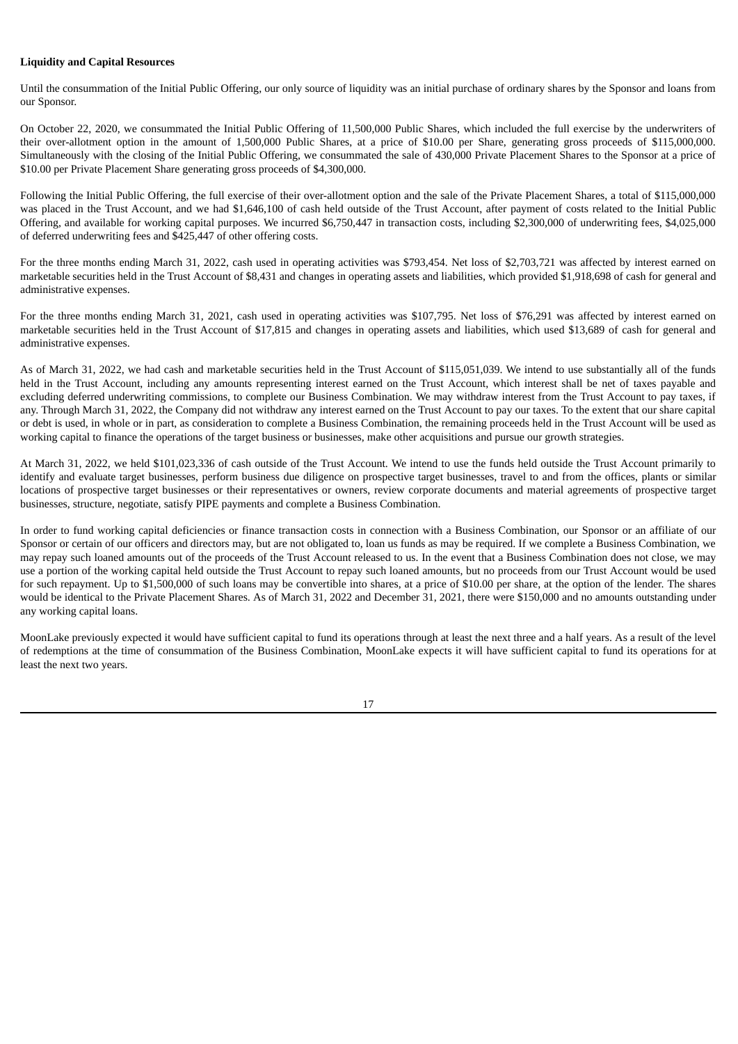**Liquidity and Capital Resources**

Until the consummation of the Initial Public Offering, our only source of liquidity was an initial purchase of ordinary shares by the Sponsor and loans from our Sponsor.

On October 22, 2020, we consummated the Initial Public Offering of 11,500,000 Public Shares, which included the full exercise by the underwriters of their over-allotment option in the amount of 1,500,000 Public Shares, at a price of $10.00 per Share, generating gross proceeds of $115,000,000. Simultaneously with the closing of the Initial Public Offering, we consummated the sale of 430,000 Private Placement Shares to the Sponsor at a price of $10.00 per Private Placement Share generating gross proceeds of $4,300,000.

Following the Initial Public Offering, the full exercise of their over-allotment option and the sale of the Private Placement Shares, a total of $115,000,000 was placed in the Trust Account, and we had $1,646,100 of cash held outside of the Trust Account, after payment of costs related to the Initial Public Offering, and available for working capital purposes. We incurred $6,750,447 in transaction costs, including $2,300,000 of underwriting fees, $4,025,000 of deferred underwriting fees and $425,447 of other offering costs.

For the three months ending March 31, 2022, cash used in operating activities was $793,454. Net loss of $2,703,721 was affected by interest earned on marketable securities held in the Trust Account of $8,431 and changes in operating assets and liabilities, which provided $1,918,698 of cash for general and administrative expenses.

For the three months ending March 31, 2021, cash used in operating activities was $107,795. Net loss of $76,291 was affected by interest earned on marketable securities held in the Trust Account of $17,815 and changes in operating assets and liabilities, which used $13,689 of cash for general and administrative expenses.

As of March 31, 2022, we had cash and marketable securities held in the Trust Account of $115,051,039. We intend to use substantially all of the funds held in the Trust Account, including any amounts representing interest earned on the Trust Account, which interest shall be net of taxes payable and excluding deferred underwriting commissions, to complete our Business Combination. We may withdraw interest from the Trust Account to pay taxes, if any. Through March 31, 2022, the Company did not withdraw any interest earned on the Trust Account to pay our taxes. To the extent that our share capital or debt is used, in whole or in part, as consideration to complete a Business Combination, the remaining proceeds held in the Trust Account will be used as working capital to finance the operations of the target business or businesses, make other acquisitions and pursue our growth strategies.

At March 31, 2022, we held $101,023,336 of cash outside of the Trust Account. We intend to use the funds held outside the Trust Account primarily to identify and evaluate target businesses, perform business due diligence on prospective target businesses, travel to and from the offices, plants or similar locations of prospective target businesses or their representatives or owners, review corporate documents and material agreements of prospective target businesses, structure, negotiate, satisfy PIPE payments and complete a Business Combination.

In order to fund working capital deficiencies or finance transaction costs in connection with a Business Combination, our Sponsor or an affiliate of our Sponsor or certain of our officers and directors may, but are not obligated to, loan us funds as may be required. If we complete a Business Combination, we may repay such loaned amounts out of the proceeds of the Trust Account released to us. In the event that a Business Combination does not close, we may use a portion of the working capital held outside the Trust Account to repay such loaned amounts, but no proceeds from our Trust Account would be used for such repayment. Up to $1,500,000 of such loans may be convertible into shares, at a price of $10.00 per share, at the option of the lender. The shares would be identical to the Private Placement Shares. As of March 31, 2022 and December 31, 2021, there were $150,000 and no amounts outstanding under any working capital loans.

MoonLake previously expected it would have sufficient capital to fund its operations through at least the next three and a half years. As a result of the level of redemptions at the time of consummation of the Business Combination, MoonLake expects it will have sufficient capital to fund its operations for at least the next two years.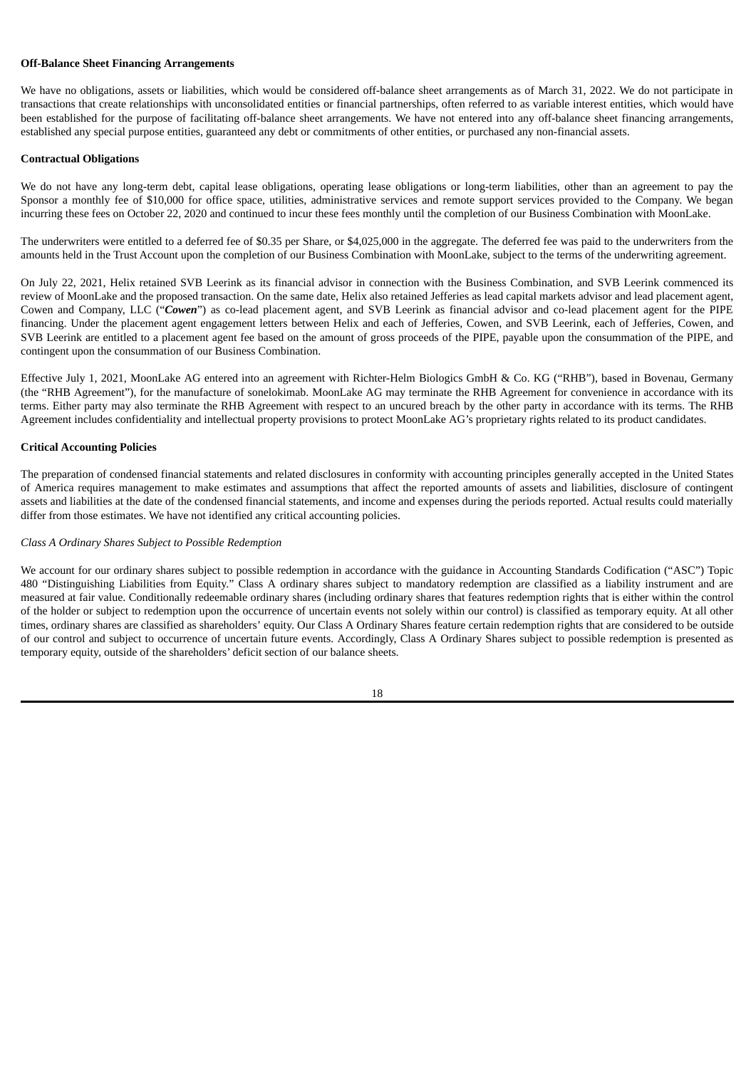**Off-Balance Sheet Financing Arrangements**

We have no obligations, assets or liabilities, which would be considered off-balance sheet arrangements as of March 31, 2022. We do not participate in transactions that create relationships with unconsolidated entities or financial partnerships, often referred to as variable interest entities, which would have been established for the purpose of facilitating off-balance sheet arrangements. We have not entered into any off-balance sheet financing arrangements, established any special purpose entities, guaranteed any debt or commitments of other entities, or purchased any non-financial assets.

**Contractual Obligations**

We do not have any long-term debt, capital lease obligations, operating lease obligations or long-term liabilities, other than an agreement to pay the Sponsor a monthly fee of $10,000 for office space, utilities, administrative services and remote support services provided to the Company. We began incurring these fees on October 22, 2020 and continued to incur these fees monthly until the completion of our Business Combination with MoonLake.

The underwriters were entitled to a deferred fee of $0.35 per Share, or $4,025,000 in the aggregate. The deferred fee was paid to the underwriters from the amounts held in the Trust Account upon the completion of our Business Combination with MoonLake, subject to the terms of the underwriting agreement.

On July 22, 2021, Helix retained SVB Leerink as its financial advisor in connection with the Business Combination, and SVB Leerink commenced its review of MoonLake and the proposed transaction. On the same date, Helix also retained Jefferies as lead capital markets advisor and lead placement agent, Cowen and Company, LLC ("***Cowen***") as co-lead placement agent, and SVB Leerink as financial advisor and co-lead placement agent for the PIPE financing. Under the placement agent engagement letters between Helix and each of Jefferies, Cowen, and SVB Leerink, each of Jefferies, Cowen, and SVB Leerink are entitled to a placement agent fee based on the amount of gross proceeds of the PIPE, payable upon the consummation of the PIPE, and contingent upon the consummation of our Business Combination.

Effective July 1, 2021, MoonLake AG entered into an agreement with Richter-Helm Biologics GmbH & Co. KG ("RHB"), based in Bovenau, Germany (the "RHB Agreement"), for the manufacture of sonelokimab. MoonLake AG may terminate the RHB Agreement for convenience in accordance with its terms. Either party may also terminate the RHB Agreement with respect to an uncured breach by the other party in accordance with its terms. The RHB Agreement includes confidentiality and intellectual property provisions to protect MoonLake AG's proprietary rights related to its product candidates.

**Critical Accounting Policies**

The preparation of condensed financial statements and related disclosures in conformity with accounting principles generally accepted in the United States of America requires management to make estimates and assumptions that affect the reported amounts of assets and liabilities, disclosure of contingent assets and liabilities at the date of the condensed financial statements, and income and expenses during the periods reported. Actual results could materially differ from those estimates. We have not identified any critical accounting policies.

*Class A Ordinary Shares Subject to Possible Redemption*

We account for our ordinary shares subject to possible redemption in accordance with the guidance in Accounting Standards Codification ("ASC") Topic 480 "Distinguishing Liabilities from Equity." Class A ordinary shares subject to mandatory redemption are classified as a liability instrument and are measured at fair value. Conditionally redeemable ordinary shares (including ordinary shares that features redemption rights that is either within the control of the holder or subject to redemption upon the occurrence of uncertain events not solely within our control) is classified as temporary equity. At all other times, ordinary shares are classified as shareholders' equity. Our Class A Ordinary Shares feature certain redemption rights that are considered to be outside of our control and subject to occurrence of uncertain future events. Accordingly, Class A Ordinary Shares subject to possible redemption is presented as temporary equity, outside of the shareholders' deficit section of our balance sheets.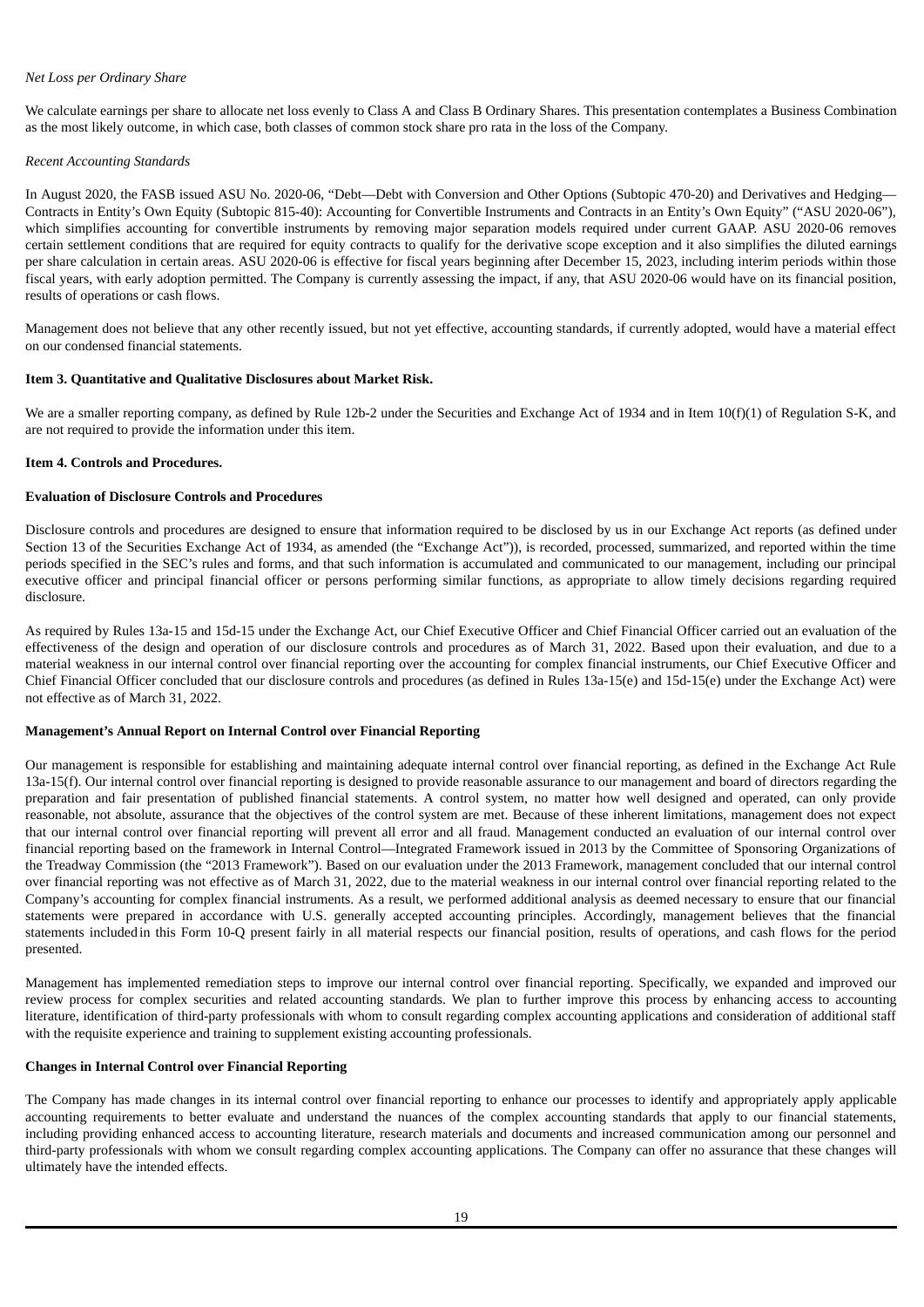*Net Loss per Ordinary Share*

We calculate earnings per share to allocate net loss evenly to Class A and Class B Ordinary Shares. This presentation contemplates a Business Combination as the most likely outcome, in which case, both classes of common stock share pro rata in the loss of the Company.

*Recent Accounting Standards*

In August 2020, the FASB issued ASU No. 2020-06, "Debt—Debt with Conversion and Other Options (Subtopic 470-20) and Derivatives and Hedging—Contracts in Entity's Own Equity (Subtopic 815-40): Accounting for Convertible Instruments and Contracts in an Entity's Own Equity" ("ASU 2020-06"), which simplifies accounting for convertible instruments by removing major separation models required under current GAAP. ASU 2020-06 removes certain settlement conditions that are required for equity contracts to qualify for the derivative scope exception and it also simplifies the diluted earnings per share calculation in certain areas. ASU 2020-06 is effective for fiscal years beginning after December 15, 2023, including interim periods within those fiscal years, with early adoption permitted. The Company is currently assessing the impact, if any, that ASU 2020-06 would have on its financial position, results of operations or cash flows.

Management does not believe that any other recently issued, but not yet effective, accounting standards, if currently adopted, would have a material effect on our condensed financial statements.

**Item 3. Quantitative and Qualitative Disclosures about Market Risk.**

We are a smaller reporting company, as defined by Rule 12b-2 under the Securities and Exchange Act of 1934 and in Item 10(f)(1) of Regulation S-K, and are not required to provide the information under this item.

**Item 4. Controls and Procedures.**

**Evaluation of Disclosure Controls and Procedures**

Disclosure controls and procedures are designed to ensure that information required to be disclosed by us in our Exchange Act reports (as defined under Section 13 of the Securities Exchange Act of 1934, as amended (the "Exchange Act")), is recorded, processed, summarized, and reported within the time periods specified in the SEC's rules and forms, and that such information is accumulated and communicated to our management, including our principal executive officer and principal financial officer or persons performing similar functions, as appropriate to allow timely decisions regarding required disclosure.

As required by Rules 13a-15 and 15d-15 under the Exchange Act, our Chief Executive Officer and Chief Financial Officer carried out an evaluation of the effectiveness of the design and operation of our disclosure controls and procedures as of March 31, 2022. Based upon their evaluation, and due to a material weakness in our internal control over financial reporting over the accounting for complex financial instruments, our Chief Executive Officer and Chief Financial Officer concluded that our disclosure controls and procedures (as defined in Rules 13a-15(e) and 15d-15(e) under the Exchange Act) were not effective as of March 31, 2022.

**Management's Annual Report on Internal Control over Financial Reporting**

Our management is responsible for establishing and maintaining adequate internal control over financial reporting, as defined in the Exchange Act Rule 13a-15(f). Our internal control over financial reporting is designed to provide reasonable assurance to our management and board of directors regarding the preparation and fair presentation of published financial statements. A control system, no matter how well designed and operated, can only provide reasonable, not absolute, assurance that the objectives of the control system are met. Because of these inherent limitations, management does not expect that our internal control over financial reporting will prevent all error and all fraud. Management conducted an evaluation of our internal control over financial reporting based on the framework in Internal Control—Integrated Framework issued in 2013 by the Committee of Sponsoring Organizations of the Treadway Commission (the "2013 Framework"). Based on our evaluation under the 2013 Framework, management concluded that our internal control over financial reporting was not effective as of March 31, 2022, due to the material weakness in our internal control over financial reporting related to the Company's accounting for complex financial instruments. As a result, we performed additional analysis as deemed necessary to ensure that our financial statements were prepared in accordance with U.S. generally accepted accounting principles. Accordingly, management believes that the financial statements included in this Form 10-Q present fairly in all material respects our financial position, results of operations, and cash flows for the period presented.

Management has implemented remediation steps to improve our internal control over financial reporting. Specifically, we expanded and improved our review process for complex securities and related accounting standards. We plan to further improve this process by enhancing access to accounting literature, identification of third-party professionals with whom to consult regarding complex accounting applications and consideration of additional staff with the requisite experience and training to supplement existing accounting professionals.

**Changes in Internal Control over Financial Reporting**

The Company has made changes in its internal control over financial reporting to enhance our processes to identify and appropriately apply applicable accounting requirements to better evaluate and understand the nuances of the complex accounting standards that apply to our financial statements, including providing enhanced access to accounting literature, research materials and documents and increased communication among our personnel and third-party professionals with whom we consult regarding complex accounting applications. The Company can offer no assurance that these changes will ultimately have the intended effects.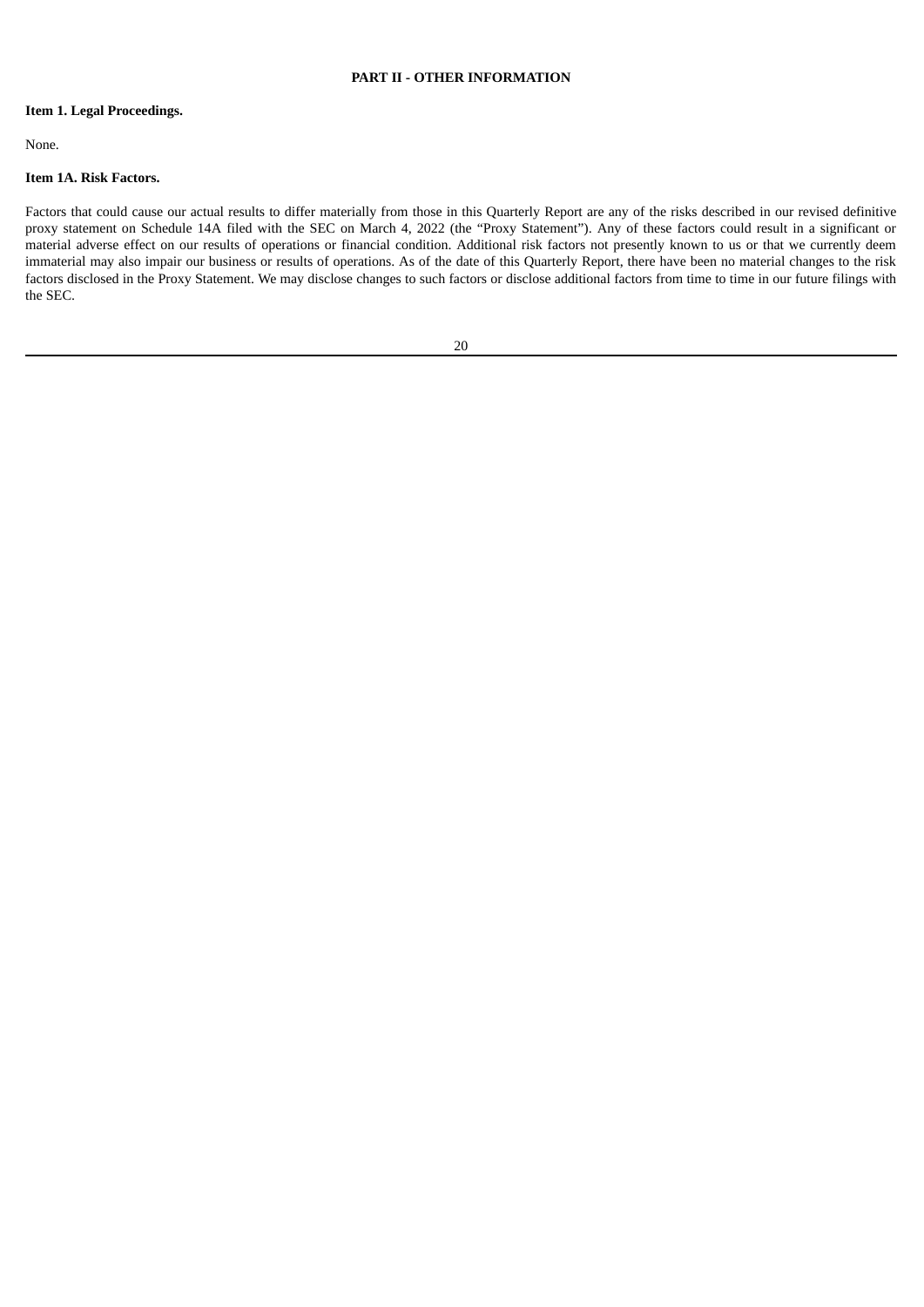# PART II - OTHER INFORMATION

## Item 1. Legal Proceedings.

None.

## Item 1A. Risk Factors.

Factors that could cause our actual results to differ materially from those in this Quarterly Report are any of the risks described in our revised definitive proxy statement on Schedule 14A filed with the SEC on March 4, 2022 (the “Proxy Statement”). Any of these factors could result in a significant or material adverse effect on our results of operations or financial condition. Additional risk factors not presently known to us or that we currently deem immaterial may also impair our business or results of operations. As of the date of this Quarterly Report, there have been no material changes to the risk factors disclosed in the Proxy Statement. We may disclose changes to such factors or disclose additional factors from time to time in our future filings with the SEC.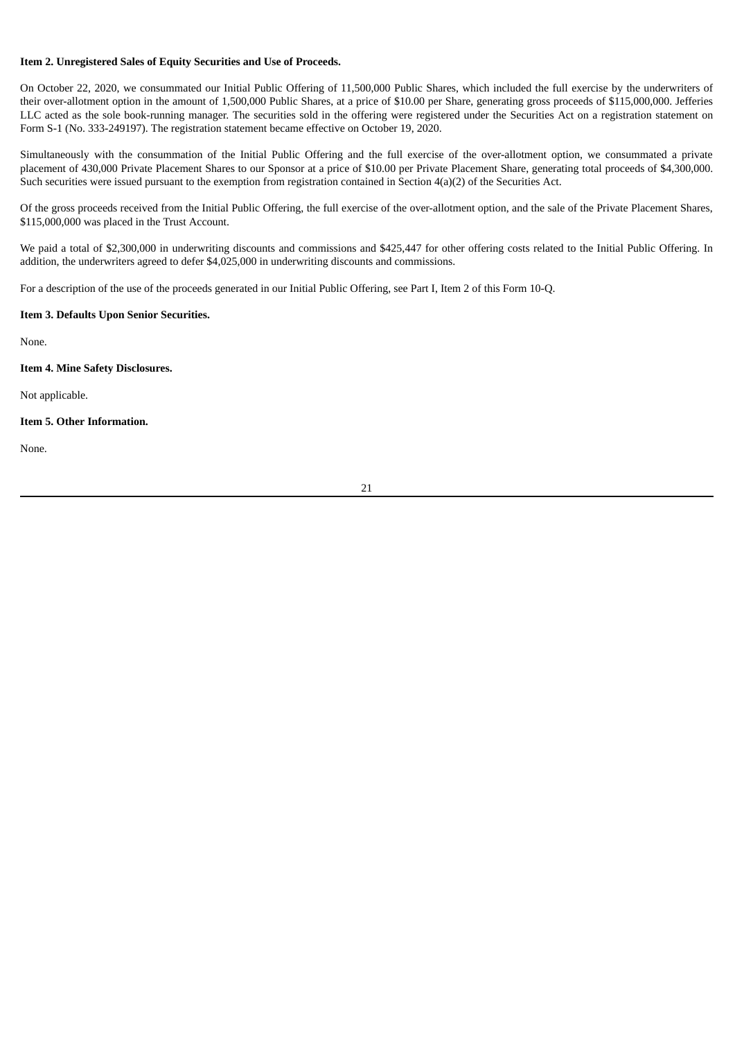### Item 2. Unregistered Sales of Equity Securities and Use of Proceeds.

On October 22, 2020, we consummated our Initial Public Offering of 11,500,000 Public Shares, which included the full exercise by the underwriters of their over-allotment option in the amount of 1,500,000 Public Shares, at a price of $10.00 per Share, generating gross proceeds of $115,000,000. Jefferies LLC acted as the sole book-running manager. The securities sold in the offering were registered under the Securities Act on a registration statement on Form S-1 (No. 333-249197). The registration statement became effective on October 19, 2020.

Simultaneously with the consummation of the Initial Public Offering and the full exercise of the over-allotment option, we consummated a private placement of 430,000 Private Placement Shares to our Sponsor at a price of $10.00 per Private Placement Share, generating total proceeds of $4,300,000. Such securities were issued pursuant to the exemption from registration contained in Section 4(a)(2) of the Securities Act.

Of the gross proceeds received from the Initial Public Offering, the full exercise of the over-allotment option, and the sale of the Private Placement Shares, $115,000,000 was placed in the Trust Account.

We paid a total of $2,300,000 in underwriting discounts and commissions and $425,447 for other offering costs related to the Initial Public Offering. In addition, the underwriters agreed to defer $4,025,000 in underwriting discounts and commissions.

For a description of the use of the proceeds generated in our Initial Public Offering, see Part I, Item 2 of this Form 10-Q.

### Item 3. Defaults Upon Senior Securities.

None.

### Item 4. Mine Safety Disclosures.

Not applicable.

### Item 5. Other Information.

None.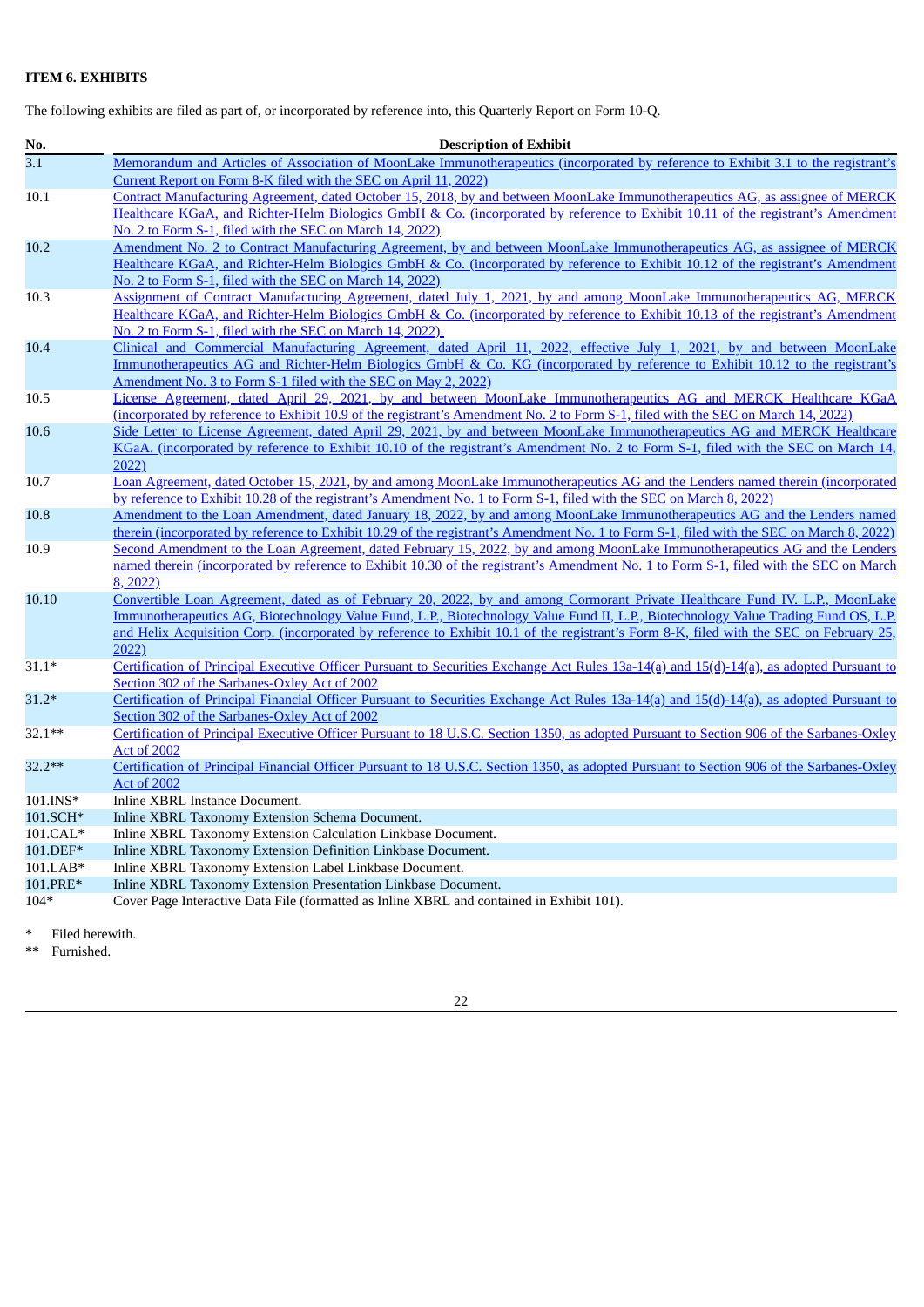**ITEM 6. EXHIBITS**

The following exhibits are filed as part of, or incorporated by reference into, this Quarterly Report on Form 10-Q.

| No. | Description of Exhibit |
|---|---|
| 3.1 | Memorandum and Articles of Association of MoonLake Immunotherapeutics (incorporated by reference to Exhibit 3.1 to the registrant's Current Report on Form 8-K filed with the SEC on April 11, 2022) |
| 10.1 | Contract Manufacturing Agreement, dated October 15, 2018, by and between MoonLake Immunotherapeutics AG, as assignee of MERCK Healthcare KGaA, and Richter-Helm Biologics GmbH & Co. (incorporated by reference to Exhibit 10.11 of the registrant's Amendment No. 2 to Form S-1, filed with the SEC on March 14, 2022) |
| 10.2 | Amendment No. 2 to Contract Manufacturing Agreement, by and between MoonLake Immunotherapeutics AG, as assignee of MERCK Healthcare KGaA, and Richter-Helm Biologics GmbH & Co. (incorporated by reference to Exhibit 10.12 of the registrant's Amendment No. 2 to Form S-1, filed with the SEC on March 14, 2022) |
| 10.3 | Assignment of Contract Manufacturing Agreement, dated July 1, 2021, by and among MoonLake Immunotherapeutics AG, MERCK Healthcare KGaA, and Richter-Helm Biologics GmbH & Co. (incorporated by reference to Exhibit 10.13 of the registrant's Amendment No. 2 to Form S-1, filed with the SEC on March 14, 2022). |
| 10.4 | Clinical and Commercial Manufacturing Agreement, dated April 11, 2022, effective July 1, 2021, by and between MoonLake Immunotherapeutics AG and Richter-Helm Biologics GmbH & Co. KG (incorporated by reference to Exhibit 10.12 to the registrant's Amendment No. 3 to Form S-1 filed with the SEC on May 2, 2022) |
| 10.5 | License Agreement, dated April 29, 2021, by and between MoonLake Immunotherapeutics AG and MERCK Healthcare KGaA (incorporated by reference to Exhibit 10.9 of the registrant's Amendment No. 2 to Form S-1, filed with the SEC on March 14, 2022) |
| 10.6 | Side Letter to License Agreement, dated April 29, 2021, by and between MoonLake Immunotherapeutics AG and MERCK Healthcare KGaA. (incorporated by reference to Exhibit 10.10 of the registrant's Amendment No. 2 to Form S-1, filed with the SEC on March 14, 2022) |
| 10.7 | Loan Agreement, dated October 15, 2021, by and among MoonLake Immunotherapeutics AG and the Lenders named therein (incorporated by reference to Exhibit 10.28 of the registrant's Amendment No. 1 to Form S-1, filed with the SEC on March 8, 2022) |
| 10.8 | Amendment to the Loan Amendment, dated January 18, 2022, by and among MoonLake Immunotherapeutics AG and the Lenders named therein (incorporated by reference to Exhibit 10.29 of the registrant's Amendment No. 1 to Form S-1, filed with the SEC on March 8, 2022) |
| 10.9 | Second Amendment to the Loan Agreement, dated February 15, 2022, by and among MoonLake Immunotherapeutics AG and the Lenders named therein (incorporated by reference to Exhibit 10.30 of the registrant's Amendment No. 1 to Form S-1, filed with the SEC on March 8, 2022) |
| 10.10 | Convertible Loan Agreement, dated as of February 20, 2022, by and among Cormorant Private Healthcare Fund IV, L.P., MoonLake Immunotherapeutics AG, Biotechnology Value Fund, L.P., Biotechnology Value Fund II, L.P., Biotechnology Value Trading Fund OS, L.P. and Helix Acquisition Corp. (incorporated by reference to Exhibit 10.1 of the registrant's Form 8-K, filed with the SEC on February 25, 2022) |
| 31.1* | Certification of Principal Executive Officer Pursuant to Securities Exchange Act Rules 13a-14(a) and 15(d)-14(a), as adopted Pursuant to Section 302 of the Sarbanes-Oxley Act of 2002 |
| 31.2* | Certification of Principal Financial Officer Pursuant to Securities Exchange Act Rules 13a-14(a) and 15(d)-14(a), as adopted Pursuant to Section 302 of the Sarbanes-Oxley Act of 2002 |
| 32.1** | Certification of Principal Executive Officer Pursuant to 18 U.S.C. Section 1350, as adopted Pursuant to Section 906 of the Sarbanes-Oxley Act of 2002 |
| 32.2** | Certification of Principal Financial Officer Pursuant to 18 U.S.C. Section 1350, as adopted Pursuant to Section 906 of the Sarbanes-Oxley Act of 2002 |
| 101.INS* | Inline XBRL Instance Document. |
| 101.SCH* | Inline XBRL Taxonomy Extension Schema Document. |
| 101.CAL* | Inline XBRL Taxonomy Extension Calculation Linkbase Document. |
| 101.DEF* | Inline XBRL Taxonomy Extension Definition Linkbase Document. |
| 101.LAB* | Inline XBRL Taxonomy Extension Label Linkbase Document. |
| 101.PRE* | Inline XBRL Taxonomy Extension Presentation Linkbase Document. |
| 104* | Cover Page Interactive Data File (formatted as Inline XBRL and contained in Exhibit 101). |

\* Filed herewith.

\** Furnished.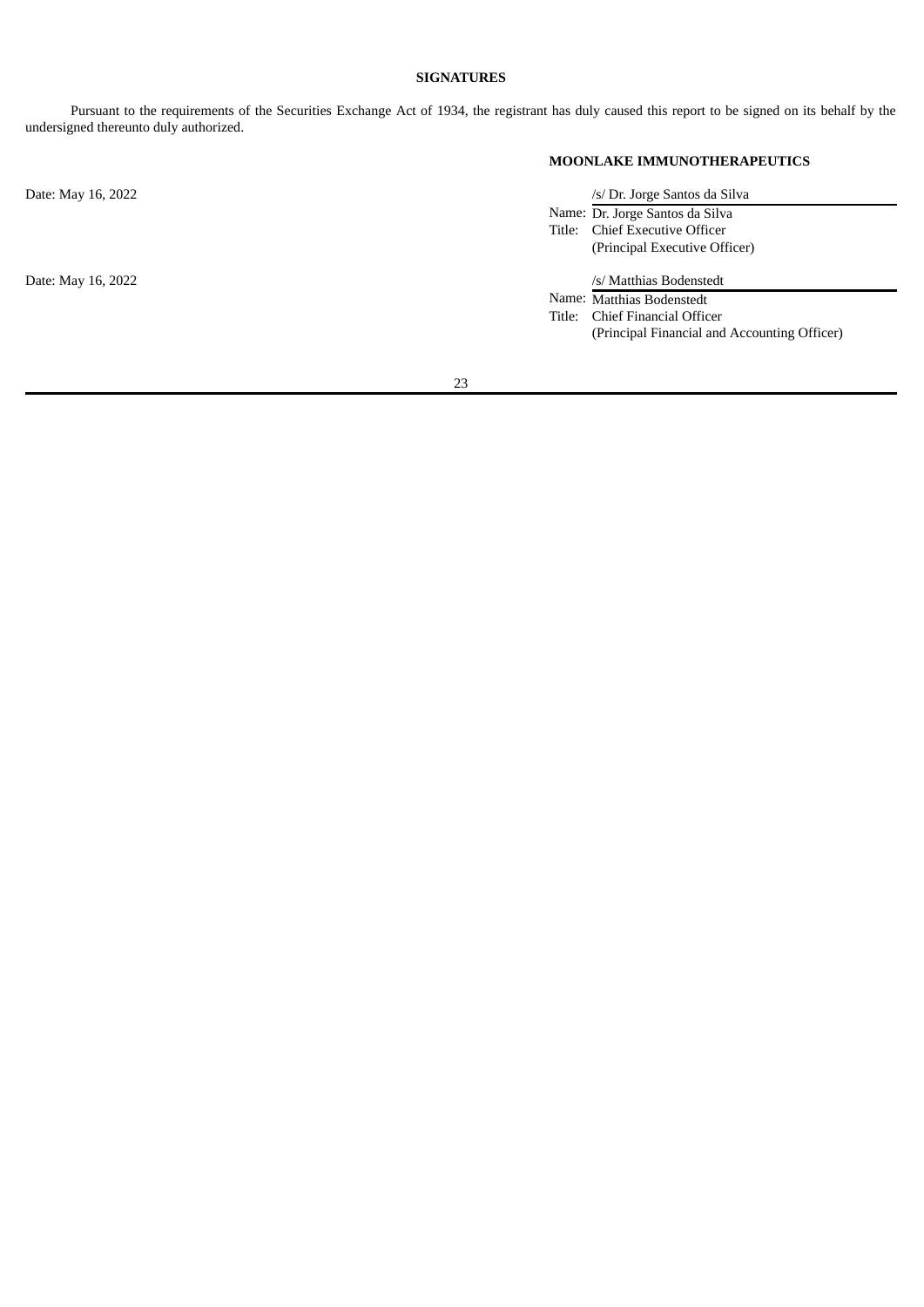## SIGNATURES

Pursuant to the requirements of the Securities Exchange Act of 1934, the registrant has duly caused this report to be signed on its behalf by the undersigned thereunto duly authorized.

**MOONLAKE IMMUNOTHERAPEUTICS**

Date: May 16, 2022

/s/ Dr. Jorge Santos da Silva
Name: Dr. Jorge Santos da Silva
Title: Chief Executive Officer
(Principal Executive Officer)

Date: May 16, 2022

/s/ Matthias Bodenstedt
Name: Matthias Bodenstedt
Title: Chief Financial Officer
(Principal Financial and Accounting Officer)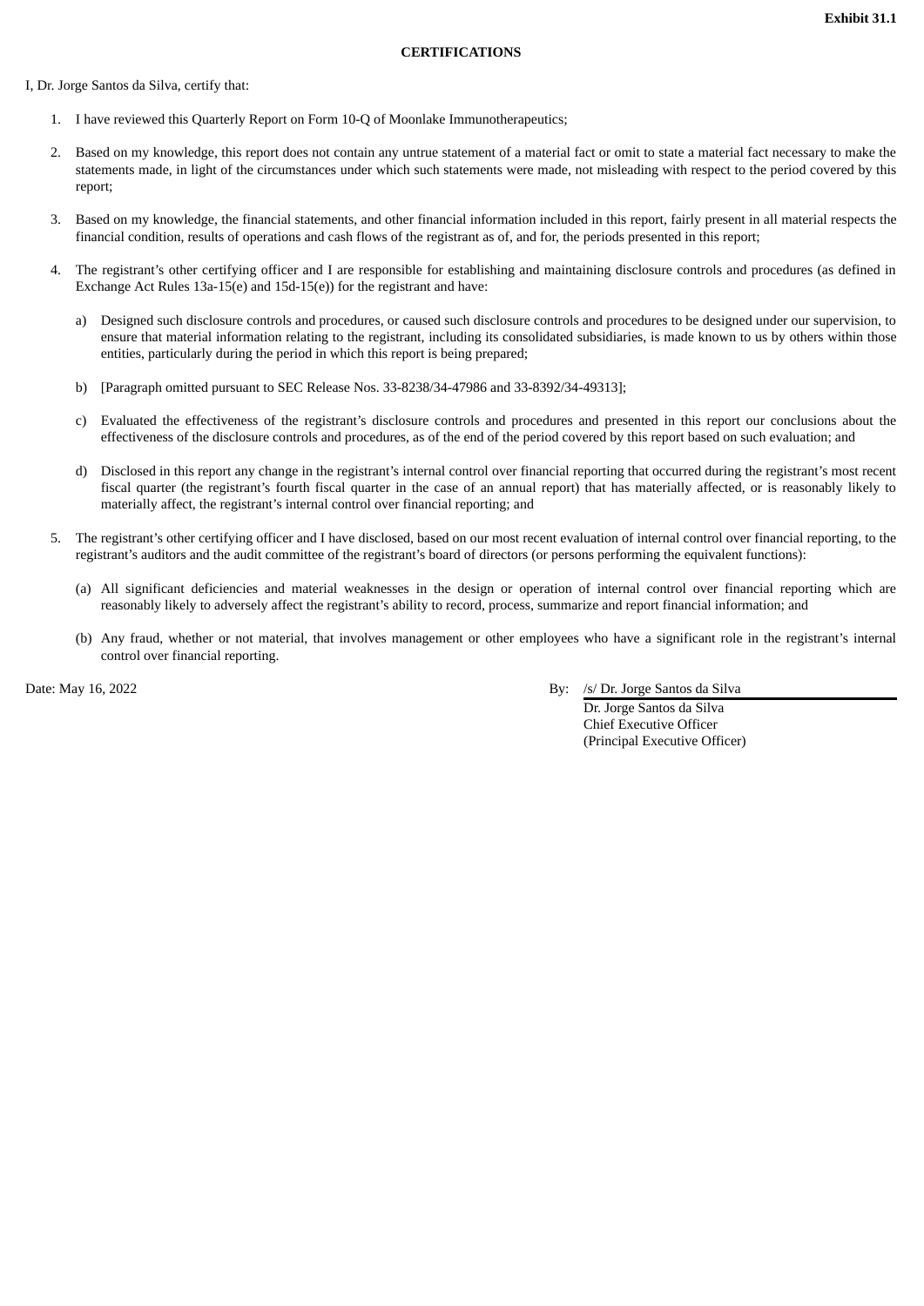**Exhibit 31.1**

**CERTIFICATIONS**

I, Dr. Jorge Santos da Silva, certify that:

1. I have reviewed this Quarterly Report on Form 10-Q of Moonlake Immunotherapeutics;

2. Based on my knowledge, this report does not contain any untrue statement of a material fact or omit to state a material fact necessary to make the statements made, in light of the circumstances under which such statements were made, not misleading with respect to the period covered by this report;

3. Based on my knowledge, the financial statements, and other financial information included in this report, fairly present in all material respects the financial condition, results of operations and cash flows of the registrant as of, and for, the periods presented in this report;

4. The registrant's other certifying officer and I are responsible for establishing and maintaining disclosure controls and procedures (as defined in Exchange Act Rules 13a-15(e) and 15d-15(e)) for the registrant and have:

   a) Designed such disclosure controls and procedures, or caused such disclosure controls and procedures to be designed under our supervision, to ensure that material information relating to the registrant, including its consolidated subsidiaries, is made known to us by others within those entities, particularly during the period in which this report is being prepared;

   b) [Paragraph omitted pursuant to SEC Release Nos. 33-8238/34-47986 and 33-8392/34-49313];

   c) Evaluated the effectiveness of the registrant's disclosure controls and procedures and presented in this report our conclusions about the effectiveness of the disclosure controls and procedures, as of the end of the period covered by this report based on such evaluation; and

   d) Disclosed in this report any change in the registrant's internal control over financial reporting that occurred during the registrant's most recent fiscal quarter (the registrant's fourth fiscal quarter in the case of an annual report) that has materially affected, or is reasonably likely to materially affect, the registrant's internal control over financial reporting; and

5. The registrant's other certifying officer and I have disclosed, based on our most recent evaluation of internal control over financial reporting, to the registrant's auditors and the audit committee of the registrant's board of directors (or persons performing the equivalent functions):

   (a) All significant deficiencies and material weaknesses in the design or operation of internal control over financial reporting which are reasonably likely to adversely affect the registrant's ability to record, process, summarize and report financial information; and

   (b) Any fraud, whether or not material, that involves management or other employees who have a significant role in the registrant's internal control over financial reporting.

Date: May 16, 2022

By: /s/ Dr. Jorge Santos da Silva
Dr. Jorge Santos da Silva
Chief Executive Officer
(Principal Executive Officer)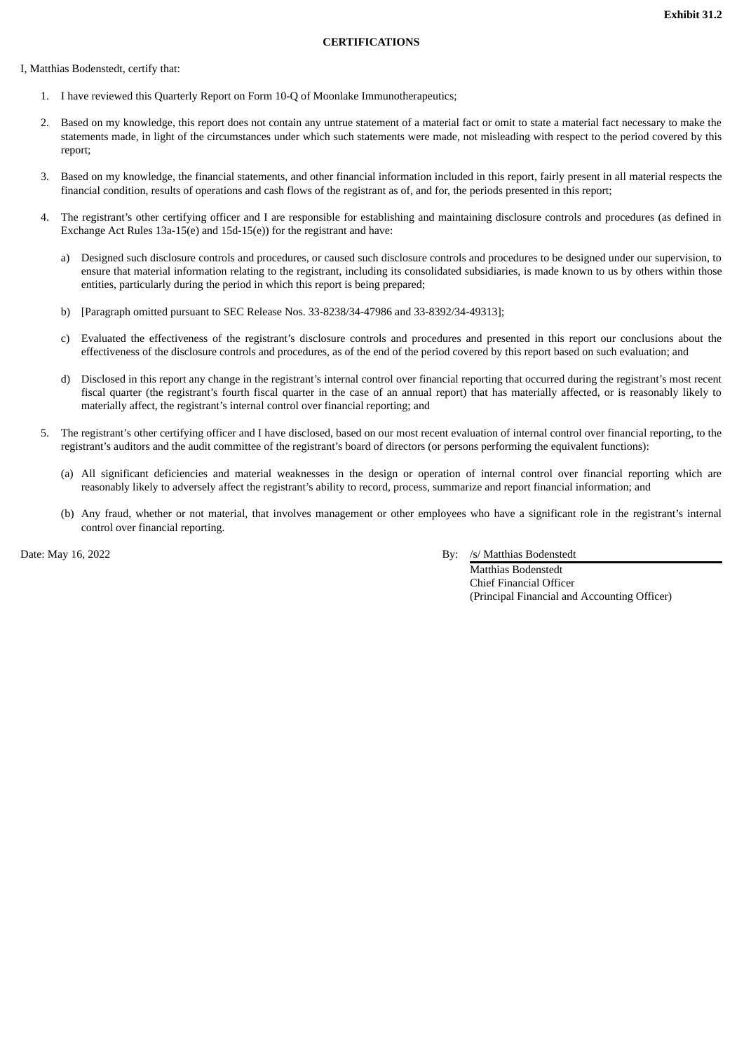**Exhibit 31.2**

**CERTIFICATIONS**

I, Matthias Bodenstedt, certify that:

1. I have reviewed this Quarterly Report on Form 10-Q of Moonlake Immunotherapeutics;

2. Based on my knowledge, this report does not contain any untrue statement of a material fact or omit to state a material fact necessary to make the statements made, in light of the circumstances under which such statements were made, not misleading with respect to the period covered by this report;

3. Based on my knowledge, the financial statements, and other financial information included in this report, fairly present in all material respects the financial condition, results of operations and cash flows of the registrant as of, and for, the periods presented in this report;

4. The registrant's other certifying officer and I are responsible for establishing and maintaining disclosure controls and procedures (as defined in Exchange Act Rules 13a-15(e) and 15d-15(e)) for the registrant and have:

   a) Designed such disclosure controls and procedures, or caused such disclosure controls and procedures to be designed under our supervision, to ensure that material information relating to the registrant, including its consolidated subsidiaries, is made known to us by others within those entities, particularly during the period in which this report is being prepared;

   b) [Paragraph omitted pursuant to SEC Release Nos. 33-8238/34-47986 and 33-8392/34-49313];

   c) Evaluated the effectiveness of the registrant's disclosure controls and procedures and presented in this report our conclusions about the effectiveness of the disclosure controls and procedures, as of the end of the period covered by this report based on such evaluation; and

   d) Disclosed in this report any change in the registrant's internal control over financial reporting that occurred during the registrant's most recent fiscal quarter (the registrant's fourth fiscal quarter in the case of an annual report) that has materially affected, or is reasonably likely to materially affect, the registrant's internal control over financial reporting; and

5. The registrant's other certifying officer and I have disclosed, based on our most recent evaluation of internal control over financial reporting, to the registrant's auditors and the audit committee of the registrant's board of directors (or persons performing the equivalent functions):

   (a) All significant deficiencies and material weaknesses in the design or operation of internal control over financial reporting which are reasonably likely to adversely affect the registrant's ability to record, process, summarize and report financial information; and

   (b) Any fraud, whether or not material, that involves management or other employees who have a significant role in the registrant's internal control over financial reporting.

Date: May 16, 2022

By: /s/ Matthias Bodenstedt
Matthias Bodenstedt
Chief Financial Officer
(Principal Financial and Accounting Officer)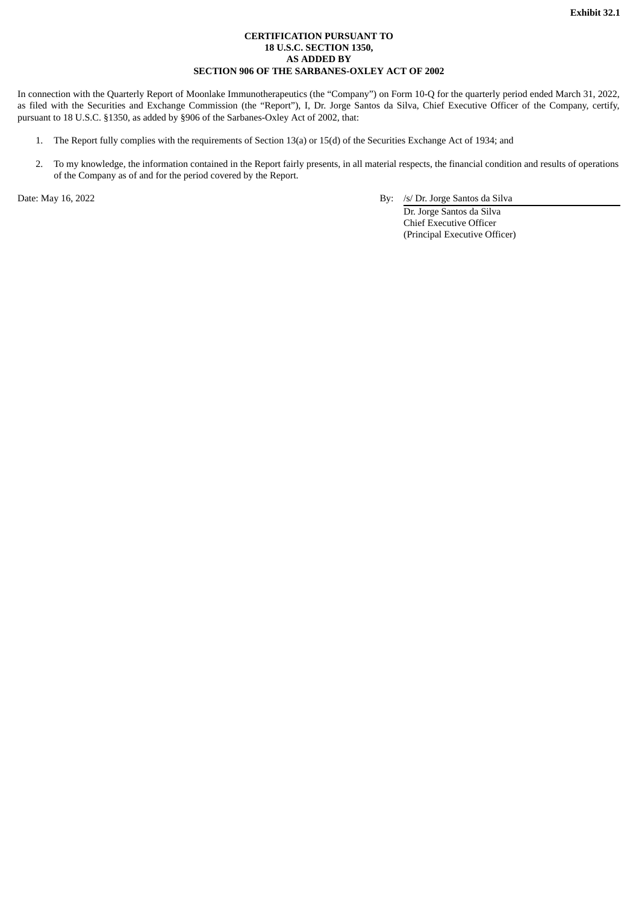**Exhibit 32.1**

**CERTIFICATION PURSUANT TO**
**18 U.S.C. SECTION 1350,**
**AS ADDED BY**
**SECTION 906 OF THE SARBANES-OXLEY ACT OF 2002**

In connection with the Quarterly Report of Moonlake Immunotherapeutics (the "Company") on Form 10-Q for the quarterly period ended March 31, 2022, as filed with the Securities and Exchange Commission (the "Report"), I, Dr. Jorge Santos da Silva, Chief Executive Officer of the Company, certify, pursuant to 18 U.S.C. §1350, as added by §906 of the Sarbanes-Oxley Act of 2002, that:

1. The Report fully complies with the requirements of Section 13(a) or 15(d) of the Securities Exchange Act of 1934; and

2. To my knowledge, the information contained in the Report fairly presents, in all material respects, the financial condition and results of operations of the Company as of and for the period covered by the Report.

Date: May 16, 2022

By: /s/ Dr. Jorge Santos da Silva
Dr. Jorge Santos da Silva
Chief Executive Officer
(Principal Executive Officer)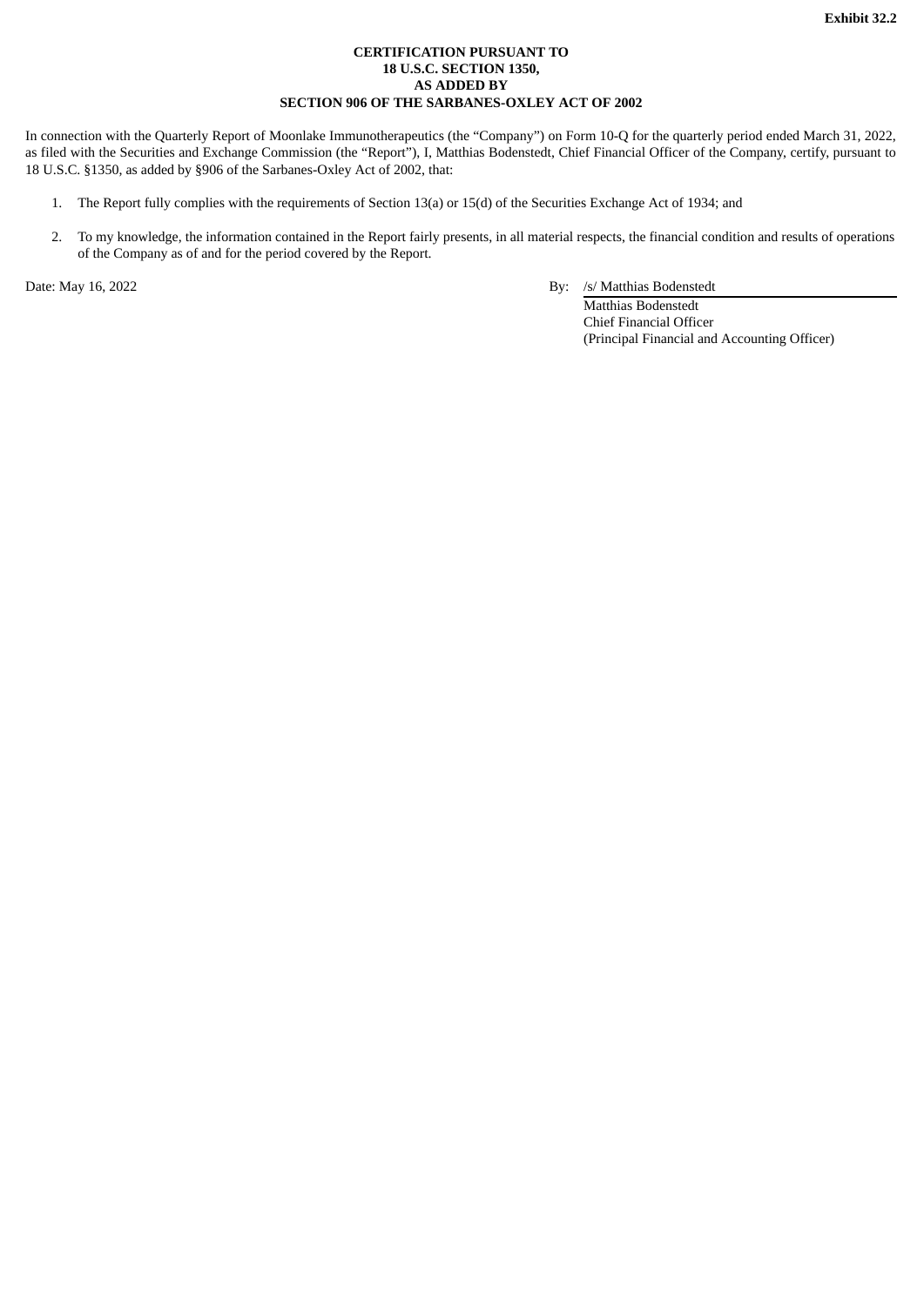**Exhibit 32.2**

**CERTIFICATION PURSUANT TO
18 U.S.C. SECTION 1350,
AS ADDED BY
SECTION 906 OF THE SARBANES-OXLEY ACT OF 2002**

In connection with the Quarterly Report of Moonlake Immunotherapeutics (the "Company") on Form 10-Q for the quarterly period ended March 31, 2022, as filed with the Securities and Exchange Commission (the "Report"), I, Matthias Bodenstedt, Chief Financial Officer of the Company, certify, pursuant to 18 U.S.C. §1350, as added by §906 of the Sarbanes-Oxley Act of 2002, that:

1. The Report fully complies with the requirements of Section 13(a) or 15(d) of the Securities Exchange Act of 1934; and

2. To my knowledge, the information contained in the Report fairly presents, in all material respects, the financial condition and results of operations of the Company as of and for the period covered by the Report.

Date: May 16, 2022

By: /s/ Matthias Bodenstedt
Matthias Bodenstedt
Chief Financial Officer
(Principal Financial and Accounting Officer)